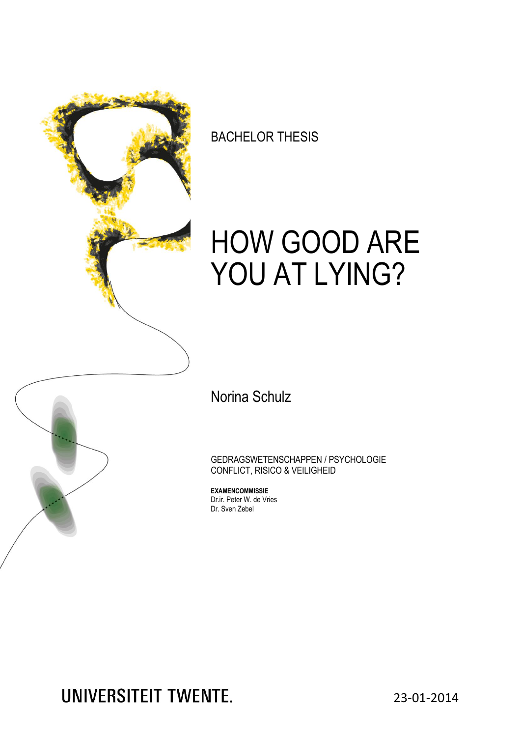BACHELOR THESIS

# HOW GOOD ARE YOU AT LYING?

Norina Schulz

GEDRAGSWETENSCHAPPEN / PSYCHOLOGIE
CONFLICT, RISICO & VEILIGHEID

**EXAMENCOMMISSIE**
Dr.ir. Peter W. de Vries
Dr. Sven Zebel

UNIVERSITEIT TWENTE.

23-01-2014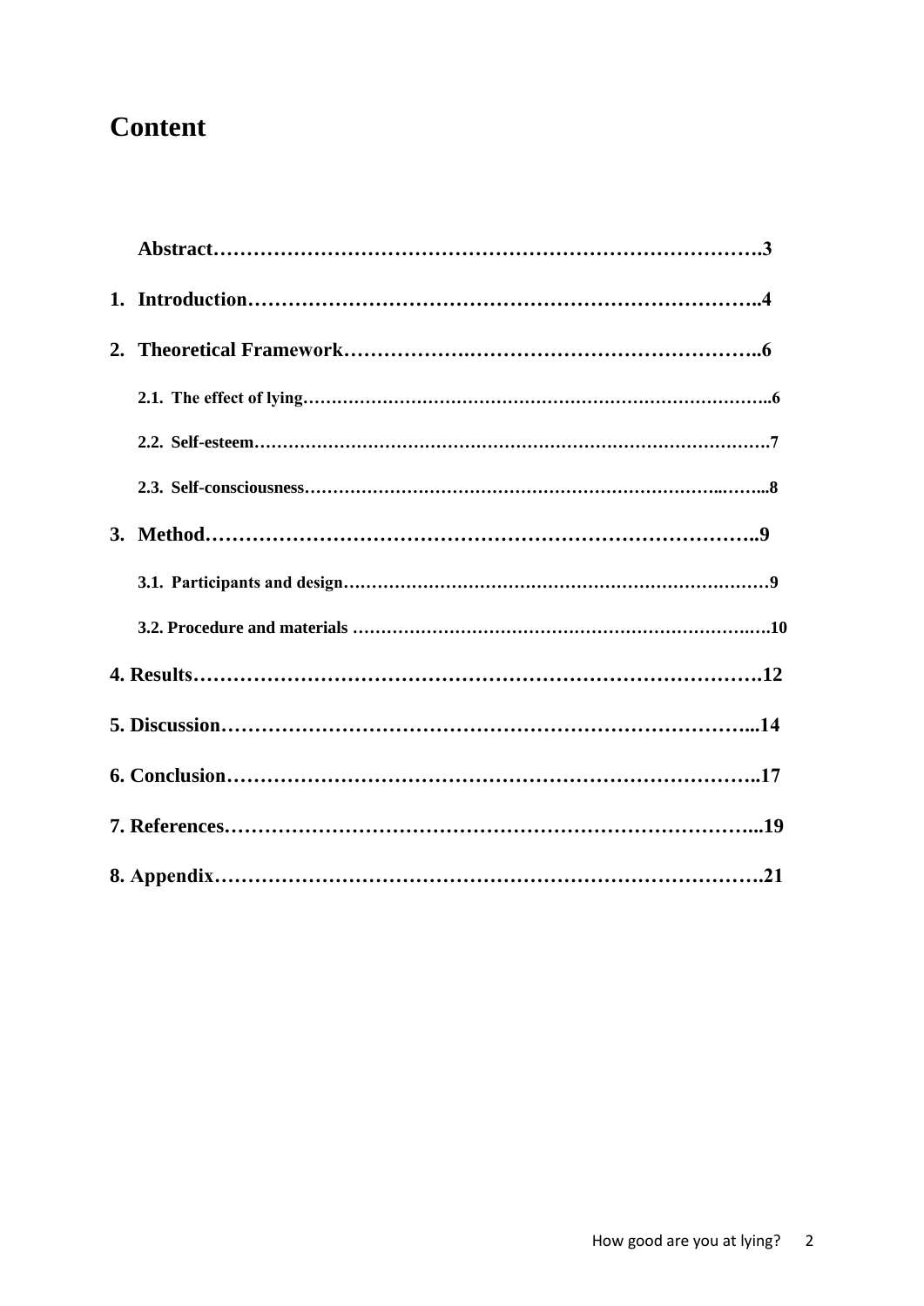# Content

**Abstract……………………………………………………………………….3**

**1. Introduction…………………………………………………………………..4**

**2. Theoretical Framework……………….………………………………………..6**

**2.1. The effect of lying…………………………………………………………………………..6**

**2.2. Self-esteem……………………………………………………………………………….7**

**2.3. Self-consciousness…………………………………………………………..……...8**

**3. Method……………………………………………………………………..9**

**3.1. Participants and design……………………………………………………………………9**

**3.2. Procedure and materials ………………………………………………………….….10**

**4. Results……………………………………………………………………….12**

**5. Discussion…………………………………………………………………...14**

**6. Conclusion…………………………………………………………………..17**

**7. References…………………………………………………………………...19**

**8. Appendix…………………………………………………………………….21**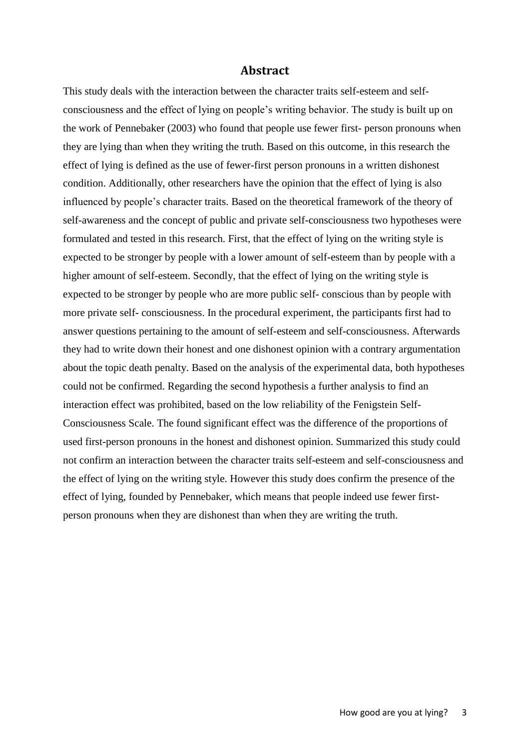## Abstract

This study deals with the interaction between the character traits self-esteem and self-consciousness and the effect of lying on people's writing behavior. The study is built up on the work of Pennebaker (2003) who found that people use fewer first- person pronouns when they are lying than when they writing the truth. Based on this outcome, in this research the effect of lying is defined as the use of fewer-first person pronouns in a written dishonest condition. Additionally, other researchers have the opinion that the effect of lying is also influenced by people's character traits. Based on the theoretical framework of the theory of self-awareness and the concept of public and private self-consciousness two hypotheses were formulated and tested in this research. First, that the effect of lying on the writing style is expected to be stronger by people with a lower amount of self-esteem than by people with a higher amount of self-esteem. Secondly, that the effect of lying on the writing style is expected to be stronger by people who are more public self- conscious than by people with more private self- consciousness. In the procedural experiment, the participants first had to answer questions pertaining to the amount of self-esteem and self-consciousness. Afterwards they had to write down their honest and one dishonest opinion with a contrary argumentation about the topic death penalty. Based on the analysis of the experimental data, both hypotheses could not be confirmed. Regarding the second hypothesis a further analysis to find an interaction effect was prohibited, based on the low reliability of the Fenigstein Self-Consciousness Scale. The found significant effect was the difference of the proportions of used first-person pronouns in the honest and dishonest opinion. Summarized this study could not confirm an interaction between the character traits self-esteem and self-consciousness and the effect of lying on the writing style. However this study does confirm the presence of the effect of lying, founded by Pennebaker, which means that people indeed use fewer first-person pronouns when they are dishonest than when they are writing the truth.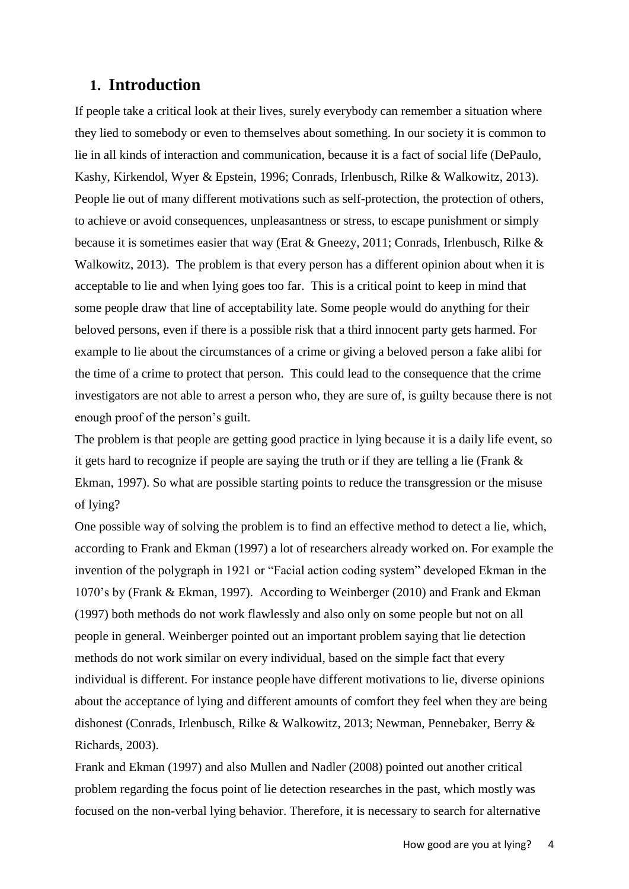# 1. Introduction

If people take a critical look at their lives, surely everybody can remember a situation where they lied to somebody or even to themselves about something. In our society it is common to lie in all kinds of interaction and communication, because it is a fact of social life (DePaulo, Kashy, Kirkendol, Wyer & Epstein, 1996; Conrads, Irlenbusch, Rilke & Walkowitz, 2013). People lie out of many different motivations such as self-protection, the protection of others, to achieve or avoid consequences, unpleasantness or stress, to escape punishment or simply because it is sometimes easier that way (Erat & Gneezy, 2011; Conrads, Irlenbusch, Rilke & Walkowitz, 2013). The problem is that every person has a different opinion about when it is acceptable to lie and when lying goes too far. This is a critical point to keep in mind that some people draw that line of acceptability late. Some people would do anything for their beloved persons, even if there is a possible risk that a third innocent party gets harmed. For example to lie about the circumstances of a crime or giving a beloved person a fake alibi for the time of a crime to protect that person. This could lead to the consequence that the crime investigators are not able to arrest a person who, they are sure of, is guilty because there is not enough proof of the person's guilt.

The problem is that people are getting good practice in lying because it is a daily life event, so it gets hard to recognize if people are saying the truth or if they are telling a lie (Frank & Ekman, 1997). So what are possible starting points to reduce the transgression or the misuse of lying?

One possible way of solving the problem is to find an effective method to detect a lie, which, according to Frank and Ekman (1997) a lot of researchers already worked on. For example the invention of the polygraph in 1921 or "Facial action coding system" developed Ekman in the 1070's by (Frank & Ekman, 1997). According to Weinberger (2010) and Frank and Ekman (1997) both methods do not work flawlessly and also only on some people but not on all people in general. Weinberger pointed out an important problem saying that lie detection methods do not work similar on every individual, based on the simple fact that every individual is different. For instance people have different motivations to lie, diverse opinions about the acceptance of lying and different amounts of comfort they feel when they are being dishonest (Conrads, Irlenbusch, Rilke & Walkowitz, 2013; Newman, Pennebaker, Berry & Richards, 2003).

Frank and Ekman (1997) and also Mullen and Nadler (2008) pointed out another critical problem regarding the focus point of lie detection researches in the past, which mostly was focused on the non-verbal lying behavior. Therefore, it is necessary to search for alternative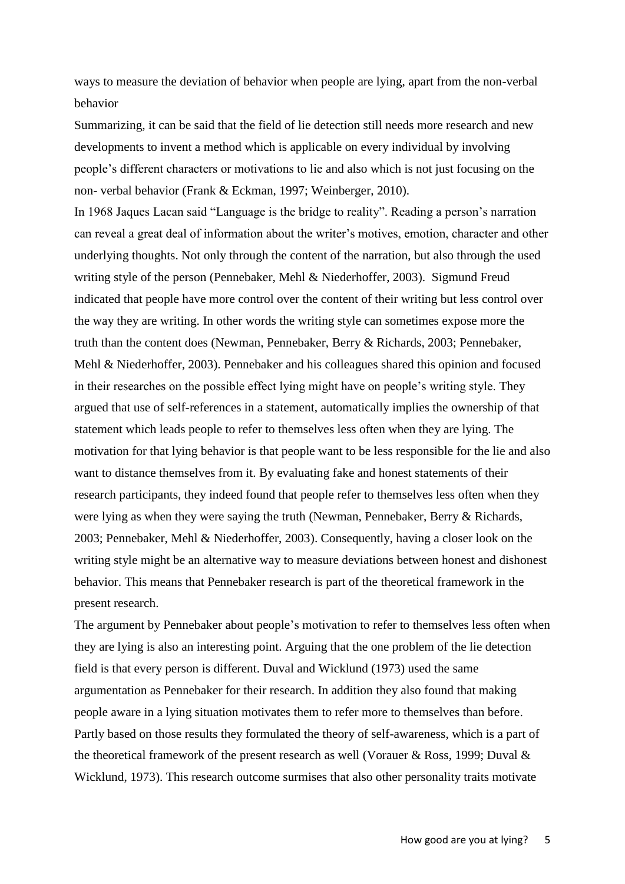ways to measure the deviation of behavior when people are lying, apart from the non-verbal behavior

Summarizing, it can be said that the field of lie detection still needs more research and new developments to invent a method which is applicable on every individual by involving people's different characters or motivations to lie and also which is not just focusing on the non- verbal behavior (Frank & Eckman, 1997; Weinberger, 2010).

In 1968 Jaques Lacan said "Language is the bridge to reality". Reading a person's narration can reveal a great deal of information about the writer's motives, emotion, character and other underlying thoughts. Not only through the content of the narration, but also through the used writing style of the person (Pennebaker, Mehl & Niederhoffer, 2003). Sigmund Freud indicated that people have more control over the content of their writing but less control over the way they are writing. In other words the writing style can sometimes expose more the truth than the content does (Newman, Pennebaker, Berry & Richards, 2003; Pennebaker, Mehl & Niederhoffer, 2003). Pennebaker and his colleagues shared this opinion and focused in their researches on the possible effect lying might have on people's writing style. They argued that use of self-references in a statement, automatically implies the ownership of that statement which leads people to refer to themselves less often when they are lying. The motivation for that lying behavior is that people want to be less responsible for the lie and also want to distance themselves from it. By evaluating fake and honest statements of their research participants, they indeed found that people refer to themselves less often when they were lying as when they were saying the truth (Newman, Pennebaker, Berry & Richards, 2003; Pennebaker, Mehl & Niederhoffer, 2003). Consequently, having a closer look on the writing style might be an alternative way to measure deviations between honest and dishonest behavior. This means that Pennebaker research is part of the theoretical framework in the present research.

The argument by Pennebaker about people's motivation to refer to themselves less often when they are lying is also an interesting point. Arguing that the one problem of the lie detection field is that every person is different. Duval and Wicklund (1973) used the same argumentation as Pennebaker for their research. In addition they also found that making people aware in a lying situation motivates them to refer more to themselves than before. Partly based on those results they formulated the theory of self-awareness, which is a part of the theoretical framework of the present research as well (Vorauer & Ross, 1999; Duval & Wicklund, 1973). This research outcome surmises that also other personality traits motivate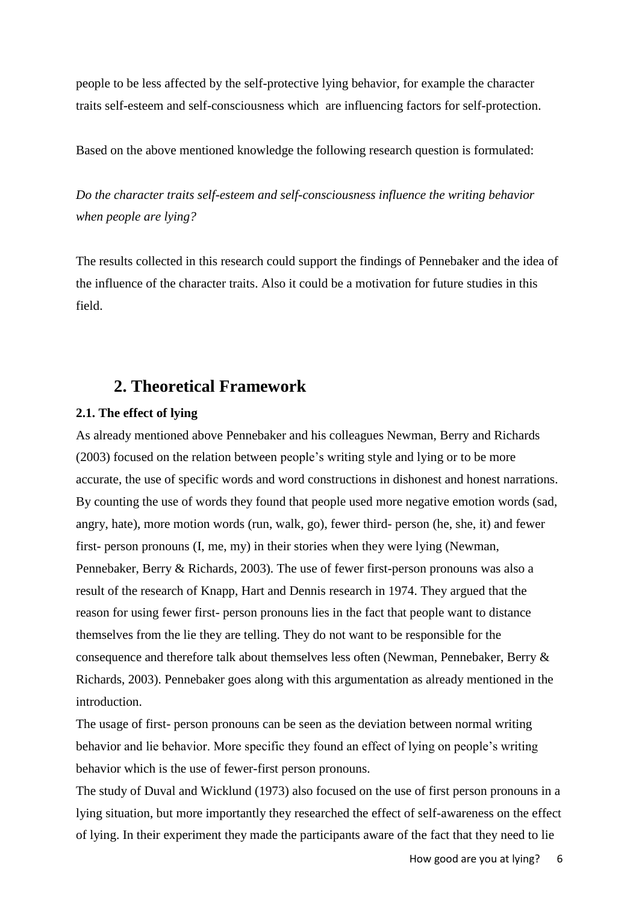people to be less affected by the self-protective lying behavior, for example the character traits self-esteem and self-consciousness which are influencing factors for self-protection.

Based on the above mentioned knowledge the following research question is formulated:

*Do the character traits self-esteem and self-consciousness influence the writing behavior when people are lying?*

The results collected in this research could support the findings of Pennebaker and the idea of the influence of the character traits. Also it could be a motivation for future studies in this field.

## 2. Theoretical Framework

### 2.1. The effect of lying

As already mentioned above Pennebaker and his colleagues Newman, Berry and Richards (2003) focused on the relation between people's writing style and lying or to be more accurate, the use of specific words and word constructions in dishonest and honest narrations. By counting the use of words they found that people used more negative emotion words (sad, angry, hate), more motion words (run, walk, go), fewer third- person (he, she, it) and fewer first- person pronouns (I, me, my) in their stories when they were lying (Newman, Pennebaker, Berry & Richards, 2003). The use of fewer first-person pronouns was also a result of the research of Knapp, Hart and Dennis research in 1974. They argued that the reason for using fewer first- person pronouns lies in the fact that people want to distance themselves from the lie they are telling. They do not want to be responsible for the consequence and therefore talk about themselves less often (Newman, Pennebaker, Berry & Richards, 2003). Pennebaker goes along with this argumentation as already mentioned in the introduction.

The usage of first- person pronouns can be seen as the deviation between normal writing behavior and lie behavior. More specific they found an effect of lying on people's writing behavior which is the use of fewer-first person pronouns.

The study of Duval and Wicklund (1973) also focused on the use of first person pronouns in a lying situation, but more importantly they researched the effect of self-awareness on the effect of lying. In their experiment they made the participants aware of the fact that they need to lie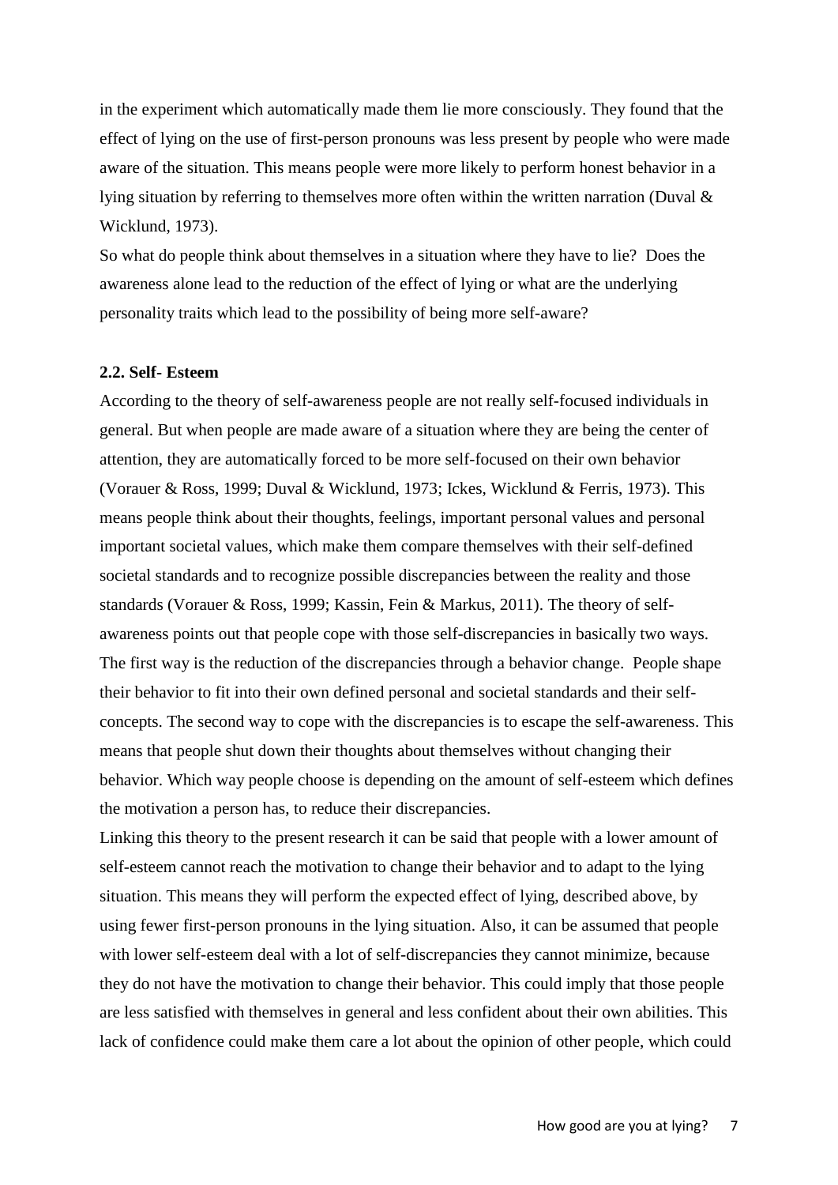in the experiment which automatically made them lie more consciously. They found that the effect of lying on the use of first-person pronouns was less present by people who were made aware of the situation. This means people were more likely to perform honest behavior in a lying situation by referring to themselves more often within the written narration (Duval & Wicklund, 1973).

So what do people think about themselves in a situation where they have to lie? Does the awareness alone lead to the reduction of the effect of lying or what are the underlying personality traits which lead to the possibility of being more self-aware?

### 2.2. Self- Esteem

According to the theory of self-awareness people are not really self-focused individuals in general. But when people are made aware of a situation where they are being the center of attention, they are automatically forced to be more self-focused on their own behavior (Vorauer & Ross, 1999; Duval & Wicklund, 1973; Ickes, Wicklund & Ferris, 1973). This means people think about their thoughts, feelings, important personal values and personal important societal values, which make them compare themselves with their self-defined societal standards and to recognize possible discrepancies between the reality and those standards (Vorauer & Ross, 1999; Kassin, Fein & Markus, 2011). The theory of self-awareness points out that people cope with those self-discrepancies in basically two ways. The first way is the reduction of the discrepancies through a behavior change. People shape their behavior to fit into their own defined personal and societal standards and their self-concepts. The second way to cope with the discrepancies is to escape the self-awareness. This means that people shut down their thoughts about themselves without changing their behavior. Which way people choose is depending on the amount of self-esteem which defines the motivation a person has, to reduce their discrepancies.

Linking this theory to the present research it can be said that people with a lower amount of self-esteem cannot reach the motivation to change their behavior and to adapt to the lying situation. This means they will perform the expected effect of lying, described above, by using fewer first-person pronouns in the lying situation. Also, it can be assumed that people with lower self-esteem deal with a lot of self-discrepancies they cannot minimize, because they do not have the motivation to change their behavior. This could imply that those people are less satisfied with themselves in general and less confident about their own abilities. This lack of confidence could make them care a lot about the opinion of other people, which could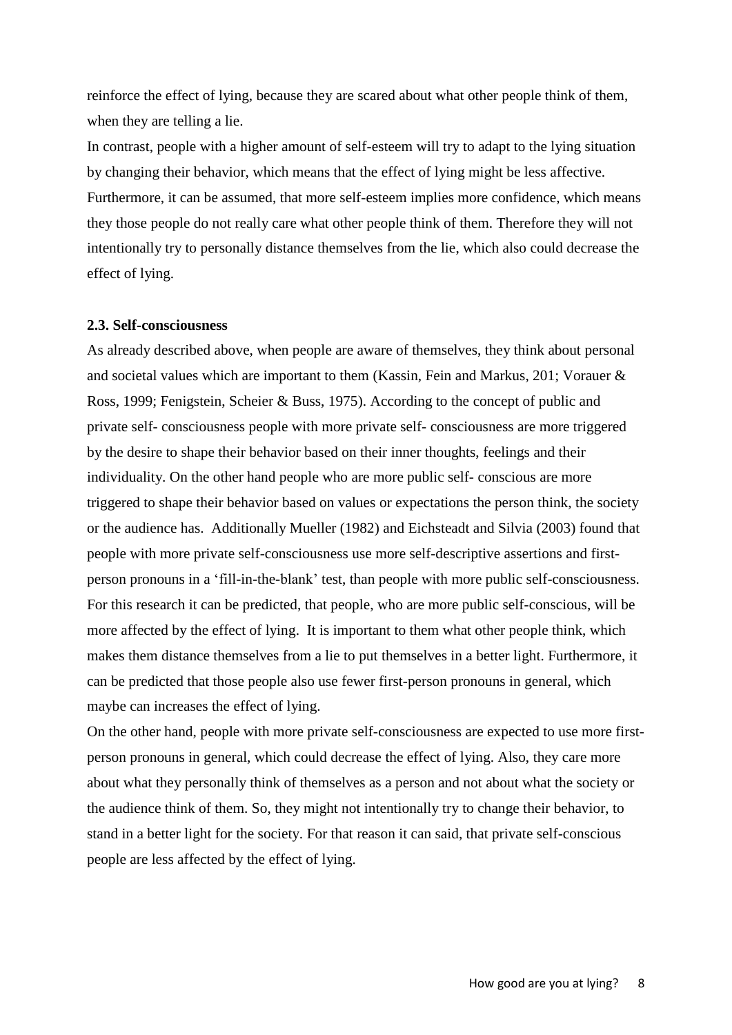reinforce the effect of lying, because they are scared about what other people think of them, when they are telling a lie.

In contrast, people with a higher amount of self-esteem will try to adapt to the lying situation by changing their behavior, which means that the effect of lying might be less affective. Furthermore, it can be assumed, that more self-esteem implies more confidence, which means they those people do not really care what other people think of them. Therefore they will not intentionally try to personally distance themselves from the lie, which also could decrease the effect of lying.

**2.3. Self-consciousness**

As already described above, when people are aware of themselves, they think about personal and societal values which are important to them (Kassin, Fein and Markus, 201; Vorauer & Ross, 1999; Fenigstein, Scheier & Buss, 1975). According to the concept of public and private self- consciousness people with more private self- consciousness are more triggered by the desire to shape their behavior based on their inner thoughts, feelings and their individuality. On the other hand people who are more public self- conscious are more triggered to shape their behavior based on values or expectations the person think, the society or the audience has. Additionally Mueller (1982) and Eichsteadt and Silvia (2003) found that people with more private self-consciousness use more self-descriptive assertions and first-person pronouns in a 'fill-in-the-blank' test, than people with more public self-consciousness. For this research it can be predicted, that people, who are more public self-conscious, will be more affected by the effect of lying. It is important to them what other people think, which makes them distance themselves from a lie to put themselves in a better light. Furthermore, it can be predicted that those people also use fewer first-person pronouns in general, which maybe can increases the effect of lying.

On the other hand, people with more private self-consciousness are expected to use more first-person pronouns in general, which could decrease the effect of lying. Also, they care more about what they personally think of themselves as a person and not about what the society or the audience think of them. So, they might not intentionally try to change their behavior, to stand in a better light for the society. For that reason it can said, that private self-conscious people are less affected by the effect of lying.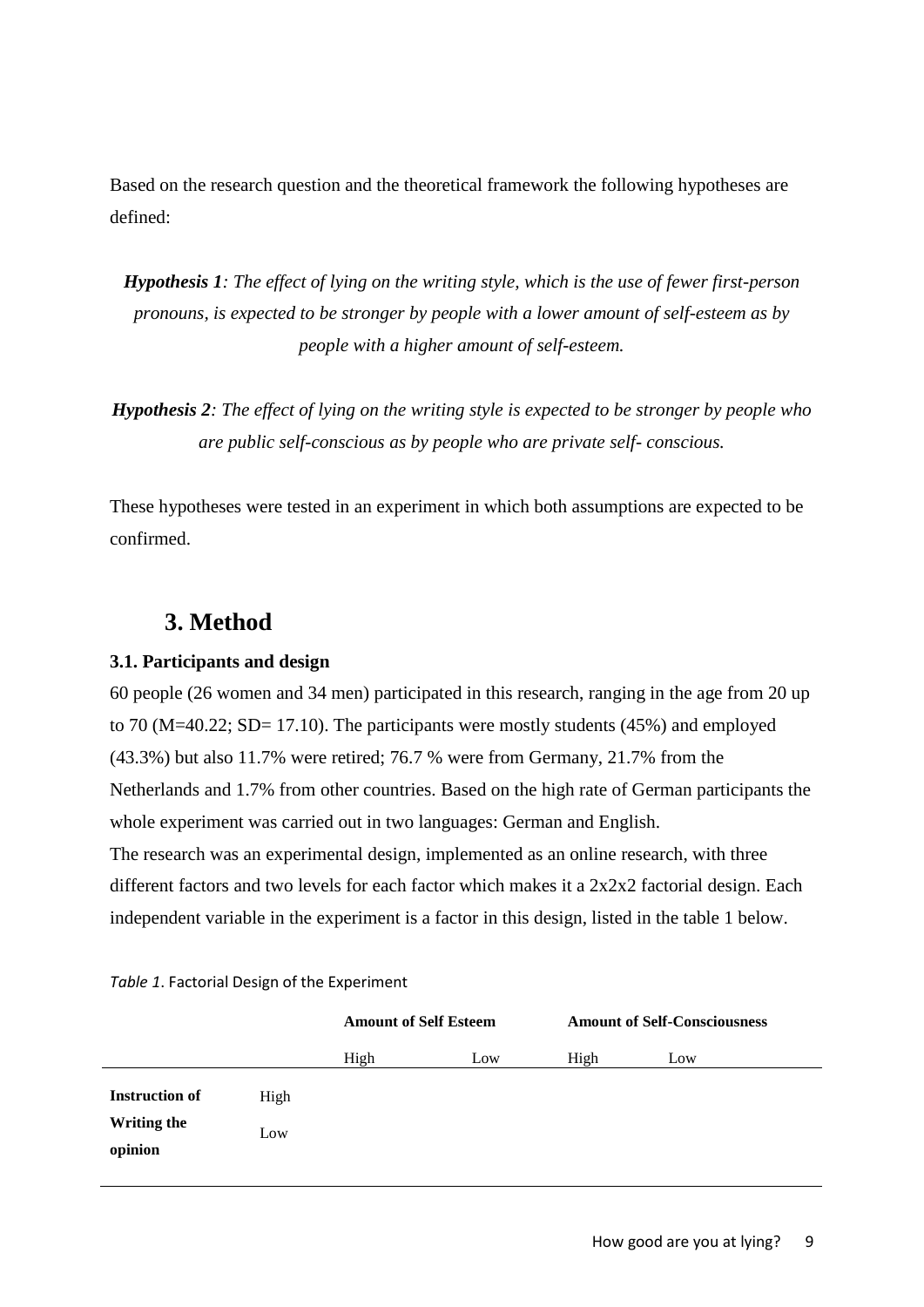Based on the research question and the theoretical framework the following hypotheses are defined:

***Hypothesis 1****: The effect of lying on the writing style, which is the use of fewer first-person pronouns, is expected to be stronger by people with a lower amount of self-esteem as by people with a higher amount of self-esteem.*

***Hypothesis 2****: The effect of lying on the writing style is expected to be stronger by people who are public self-conscious as by people who are private self- conscious.*

These hypotheses were tested in an experiment in which both assumptions are expected to be confirmed.

## 3. Method

### 3.1. Participants and design

60 people (26 women and 34 men) participated in this research, ranging in the age from 20 up to 70 (M=40.22; SD= 17.10). The participants were mostly students (45%) and employed (43.3%) but also 11.7% were retired; 76.7 % were from Germany, 21.7% from the Netherlands and 1.7% from other countries. Based on the high rate of German participants the whole experiment was carried out in two languages: German and English.

The research was an experimental design, implemented as an online research, with three different factors and two levels for each factor which makes it a 2x2x2 factorial design. Each independent variable in the experiment is a factor in this design, listed in the table 1 below.

*Table 1*. Factorial Design of the Experiment

| | | **Amount of Self Esteem** | | **Amount of Self-Consciousness** | |
|---|---|---|---|---|---|
| | | High | Low | High | Low |
| **Instruction of Writing the opinion** | High | | | | |
| | Low | | | | |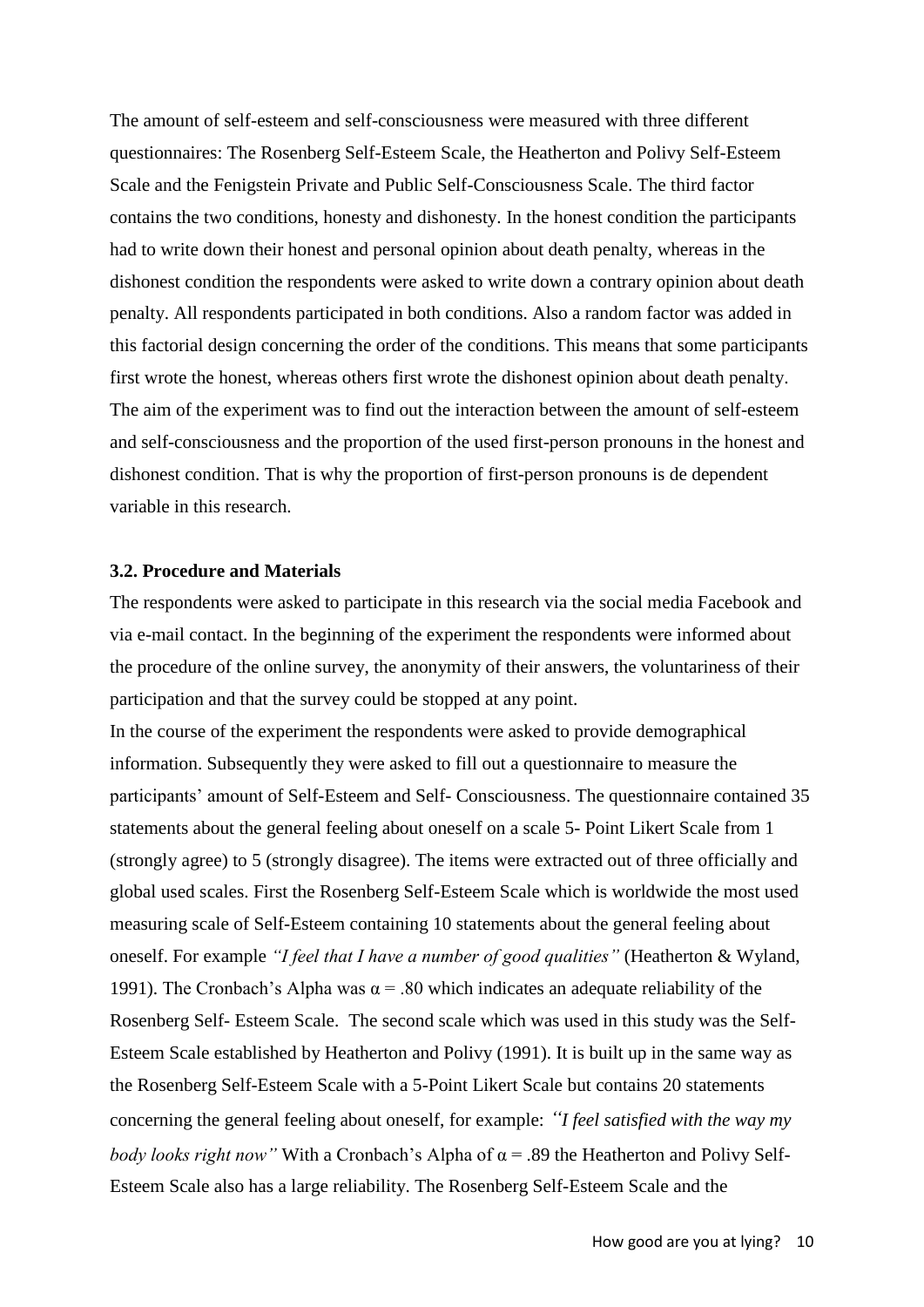The amount of self-esteem and self-consciousness were measured with three different questionnaires: The Rosenberg Self-Esteem Scale, the Heatherton and Polivy Self-Esteem Scale and the Fenigstein Private and Public Self-Consciousness Scale. The third factor contains the two conditions, honesty and dishonesty. In the honest condition the participants had to write down their honest and personal opinion about death penalty, whereas in the dishonest condition the respondents were asked to write down a contrary opinion about death penalty. All respondents participated in both conditions. Also a random factor was added in this factorial design concerning the order of the conditions. This means that some participants first wrote the honest, whereas others first wrote the dishonest opinion about death penalty. The aim of the experiment was to find out the interaction between the amount of self-esteem and self-consciousness and the proportion of the used first-person pronouns in the honest and dishonest condition. That is why the proportion of first-person pronouns is de dependent variable in this research.

### 3.2. Procedure and Materials

The respondents were asked to participate in this research via the social media Facebook and via e-mail contact. In the beginning of the experiment the respondents were informed about the procedure of the online survey, the anonymity of their answers, the voluntariness of their participation and that the survey could be stopped at any point.

In the course of the experiment the respondents were asked to provide demographical information. Subsequently they were asked to fill out a questionnaire to measure the participants' amount of Self-Esteem and Self- Consciousness. The questionnaire contained 35 statements about the general feeling about oneself on a scale 5- Point Likert Scale from 1 (strongly agree) to 5 (strongly disagree). The items were extracted out of three officially and global used scales. First the Rosenberg Self-Esteem Scale which is worldwide the most used measuring scale of Self-Esteem containing 10 statements about the general feeling about oneself. For example *"I feel that I have a number of good qualities"* (Heatherton & Wyland, 1991). The Cronbach's Alpha was $\alpha = .80$ which indicates an adequate reliability of the Rosenberg Self- Esteem Scale. The second scale which was used in this study was the Self-Esteem Scale established by Heatherton and Polivy (1991). It is built up in the same way as the Rosenberg Self-Esteem Scale with a 5-Point Likert Scale but contains 20 statements concerning the general feeling about oneself, for example: *"I feel satisfied with the way my body looks right now"* With a Cronbach's Alpha of $\alpha = .89$ the Heatherton and Polivy Self-Esteem Scale also has a large reliability. The Rosenberg Self-Esteem Scale and the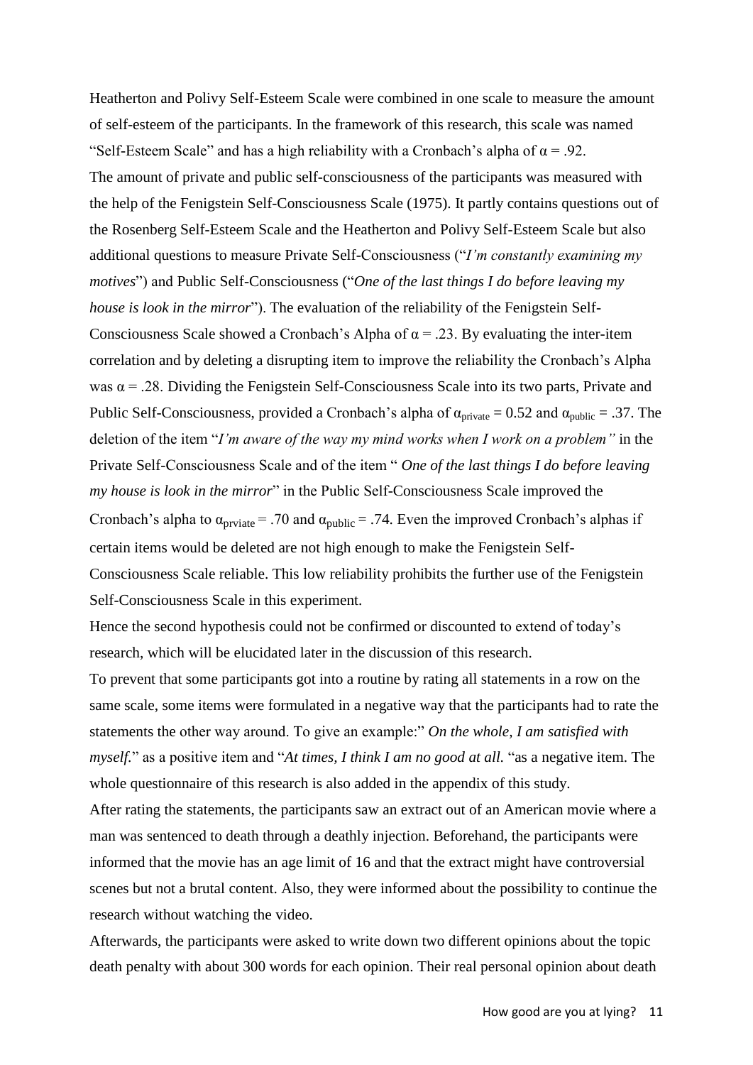Heatherton and Polivy Self-Esteem Scale were combined in one scale to measure the amount of self-esteem of the participants. In the framework of this research, this scale was named "Self-Esteem Scale" and has a high reliability with a Cronbach's alpha of $\alpha = .92$.
The amount of private and public self-consciousness of the participants was measured with the help of the Fenigstein Self-Consciousness Scale (1975). It partly contains questions out of the Rosenberg Self-Esteem Scale and the Heatherton and Polivy Self-Esteem Scale but also additional questions to measure Private Self-Consciousness ("*I'm constantly examining my motives*") and Public Self-Consciousness ("*One of the last things I do before leaving my house is look in the mirror*"). The evaluation of the reliability of the Fenigstein Self-Consciousness Scale showed a Cronbach's Alpha of $\alpha = .23$. By evaluating the inter-item correlation and by deleting a disrupting item to improve the reliability the Cronbach's Alpha was $\alpha = .28$. Dividing the Fenigstein Self-Consciousness Scale into its two parts, Private and Public Self-Consciousness, provided a Cronbach's alpha of $\alpha_{private} = 0.52$ and $\alpha_{public} = .37$. The deletion of the item "*I'm aware of the way my mind works when I work on a problem"* in the Private Self-Consciousness Scale and of the item " *One of the last things I do before leaving my house is look in the mirror*" in the Public Self-Consciousness Scale improved the Cronbach's alpha to $\alpha_{prviate} = .70$ and $\alpha_{public} = .74$. Even the improved Cronbach's alphas if certain items would be deleted are not high enough to make the Fenigstein Self-Consciousness Scale reliable. This low reliability prohibits the further use of the Fenigstein Self-Consciousness Scale in this experiment.
Hence the second hypothesis could not be confirmed or discounted to extend of today's research, which will be elucidated later in the discussion of this research.
To prevent that some participants got into a routine by rating all statements in a row on the same scale, some items were formulated in a negative way that the participants had to rate the statements the other way around. To give an example:" *On the whole, I am satisfied with myself.*" as a positive item and "*At times, I think I am no good at all.* "as a negative item. The whole questionnaire of this research is also added in the appendix of this study.
After rating the statements, the participants saw an extract out of an American movie where a man was sentenced to death through a deathly injection. Beforehand, the participants were informed that the movie has an age limit of 16 and that the extract might have controversial scenes but not a brutal content. Also, they were informed about the possibility to continue the research without watching the video.
Afterwards, the participants were asked to write down two different opinions about the topic death penalty with about 300 words for each opinion. Their real personal opinion about death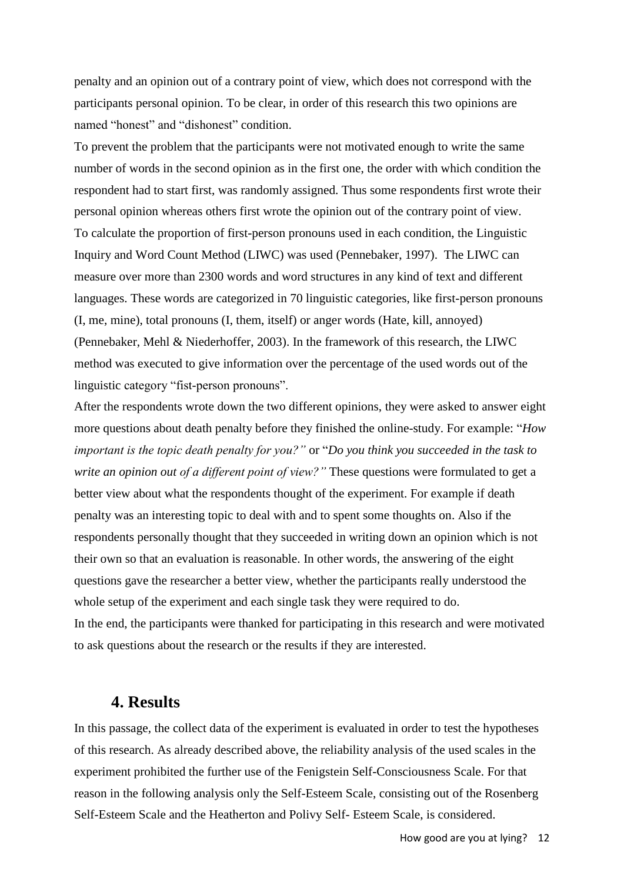penalty and an opinion out of a contrary point of view, which does not correspond with the participants personal opinion. To be clear, in order of this research this two opinions are named "honest" and "dishonest" condition.

To prevent the problem that the participants were not motivated enough to write the same number of words in the second opinion as in the first one, the order with which condition the respondent had to start first, was randomly assigned. Thus some respondents first wrote their personal opinion whereas others first wrote the opinion out of the contrary point of view.

To calculate the proportion of first-person pronouns used in each condition, the Linguistic Inquiry and Word Count Method (LIWC) was used (Pennebaker, 1997). The LIWC can measure over more than 2300 words and word structures in any kind of text and different languages. These words are categorized in 70 linguistic categories, like first-person pronouns (I, me, mine), total pronouns (I, them, itself) or anger words (Hate, kill, annoyed) (Pennebaker, Mehl & Niederhoffer, 2003). In the framework of this research, the LIWC method was executed to give information over the percentage of the used words out of the linguistic category "fist-person pronouns".

After the respondents wrote down the two different opinions, they were asked to answer eight more questions about death penalty before they finished the online-study. For example: "*How important is the topic death penalty for you?"* or "*Do you think you succeeded in the task to write an opinion out of a different point of view?"* These questions were formulated to get a better view about what the respondents thought of the experiment. For example if death penalty was an interesting topic to deal with and to spent some thoughts on. Also if the respondents personally thought that they succeeded in writing down an opinion which is not their own so that an evaluation is reasonable. In other words, the answering of the eight questions gave the researcher a better view, whether the participants really understood the whole setup of the experiment and each single task they were required to do.

In the end, the participants were thanked for participating in this research and were motivated to ask questions about the research or the results if they are interested.

## 4. Results

In this passage, the collect data of the experiment is evaluated in order to test the hypotheses of this research. As already described above, the reliability analysis of the used scales in the experiment prohibited the further use of the Fenigstein Self-Consciousness Scale. For that reason in the following analysis only the Self-Esteem Scale, consisting out of the Rosenberg Self-Esteem Scale and the Heatherton and Polivy Self- Esteem Scale, is considered.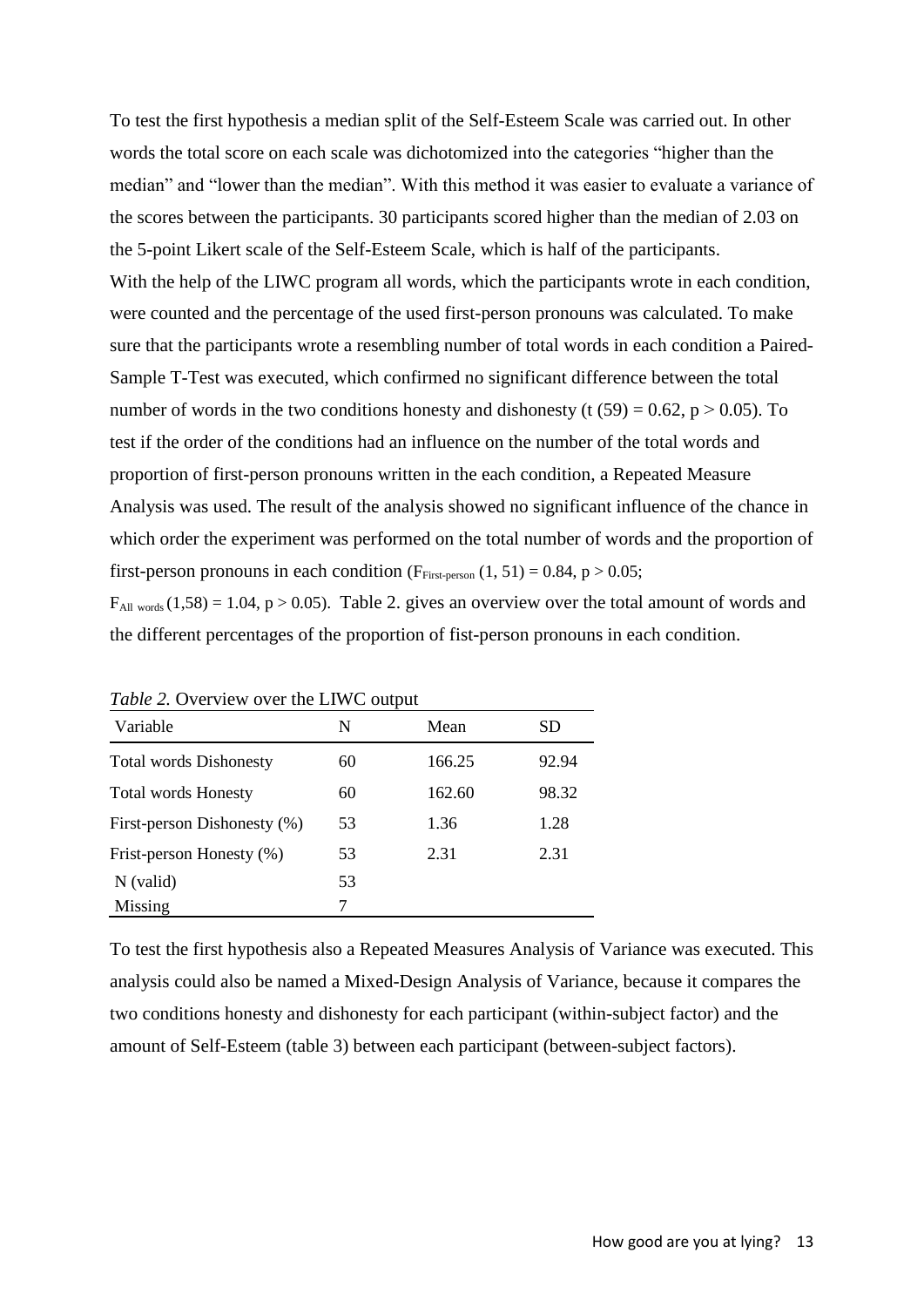To test the first hypothesis a median split of the Self-Esteem Scale was carried out. In other words the total score on each scale was dichotomized into the categories "higher than the median" and "lower than the median". With this method it was easier to evaluate a variance of the scores between the participants. 30 participants scored higher than the median of 2.03 on the 5-point Likert scale of the Self-Esteem Scale, which is half of the participants.
With the help of the LIWC program all words, which the participants wrote in each condition, were counted and the percentage of the used first-person pronouns was calculated. To make sure that the participants wrote a resembling number of total words in each condition a Paired-Sample T-Test was executed, which confirmed no significant difference between the total number of words in the two conditions honesty and dishonesty ($t\ (59) = 0.62$, $p > 0.05$). To test if the order of the conditions had an influence on the number of the total words and proportion of first-person pronouns written in the each condition, a Repeated Measure Analysis was used. The result of the analysis showed no significant influence of the chance in which order the experiment was performed on the total number of words and the proportion of first-person pronouns in each condition ($F_{First\text{-}person}\ (1, 51) = 0.84$, $p > 0.05$; $F_{All\ words}\ (1,58) = 1.04$, $p > 0.05$). Table 2. gives an overview over the total amount of words and the different percentages of the proportion of fist-person pronouns in each condition.

*Table 2.* Overview over the LIWC output

| Variable | N | Mean | SD |
|---|---|---|---|
| Total words Dishonesty | 60 | 166.25 | 92.94 |
| Total words Honesty | 60 | 162.60 | 98.32 |
| First-person Dishonesty (%) | 53 | 1.36 | 1.28 |
| Frist-person Honesty (%) | 53 | 2.31 | 2.31 |
| N (valid) | 53 | | |
| Missing | 7 | | |

To test the first hypothesis also a Repeated Measures Analysis of Variance was executed. This analysis could also be named a Mixed-Design Analysis of Variance, because it compares the two conditions honesty and dishonesty for each participant (within-subject factor) and the amount of Self-Esteem (table 3) between each participant (between-subject factors).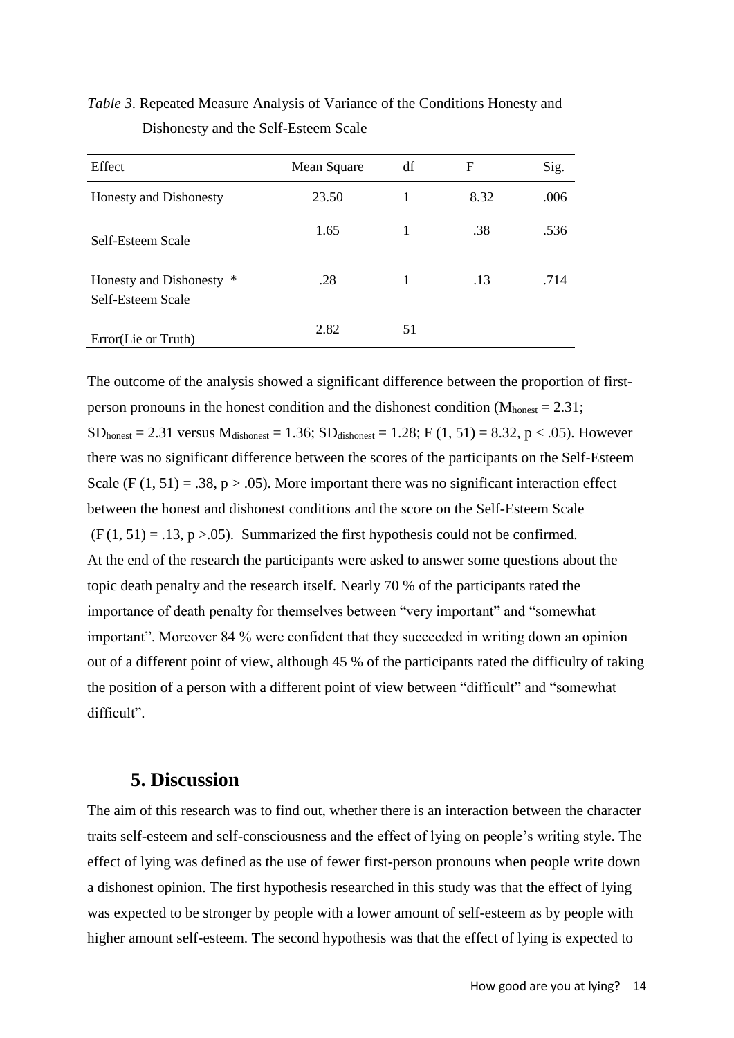*Table 3*. Repeated Measure Analysis of Variance of the Conditions Honesty and Dishonesty and the Self-Esteem Scale

| Effect | Mean Square | df | F | Sig. |
|---|---|---|---|---|
| Honesty and Dishonesty | 23.50 | 1 | 8.32 | .006 |
| Self-Esteem Scale | 1.65 | 1 | .38 | .536 |
| Honesty and Dishonesty * Self-Esteem Scale | .28 | 1 | .13 | .714 |
| Error(Lie or Truth) | 2.82 | 51 | | |

The outcome of the analysis showed a significant difference between the proportion of first-person pronouns in the honest condition and the dishonest condition ($M_{honest} = 2.31$; $SD_{honest} = 2.31$ versus $M_{dishonest} = 1.36$; $SD_{dishonest} = 1.28$; $F(1, 51) = 8.32$, $p < .05$). However there was no significant difference between the scores of the participants on the Self-Esteem Scale ($F(1, 51) = .38$, $p > .05$). More important there was no significant interaction effect between the honest and dishonest conditions and the score on the Self-Esteem Scale ($F(1, 51) = .13$, $p > .05$). Summarized the first hypothesis could not be confirmed.
At the end of the research the participants were asked to answer some questions about the topic death penalty and the research itself. Nearly 70 % of the participants rated the importance of death penalty for themselves between "very important" and "somewhat important". Moreover 84 % were confident that they succeeded in writing down an opinion out of a different point of view, although 45 % of the participants rated the difficulty of taking the position of a person with a different point of view between "difficult" and "somewhat difficult".

## 5. Discussion

The aim of this research was to find out, whether there is an interaction between the character traits self-esteem and self-consciousness and the effect of lying on people's writing style. The effect of lying was defined as the use of fewer first-person pronouns when people write down a dishonest opinion. The first hypothesis researched in this study was that the effect of lying was expected to be stronger by people with a lower amount of self-esteem as by people with higher amount self-esteem. The second hypothesis was that the effect of lying is expected to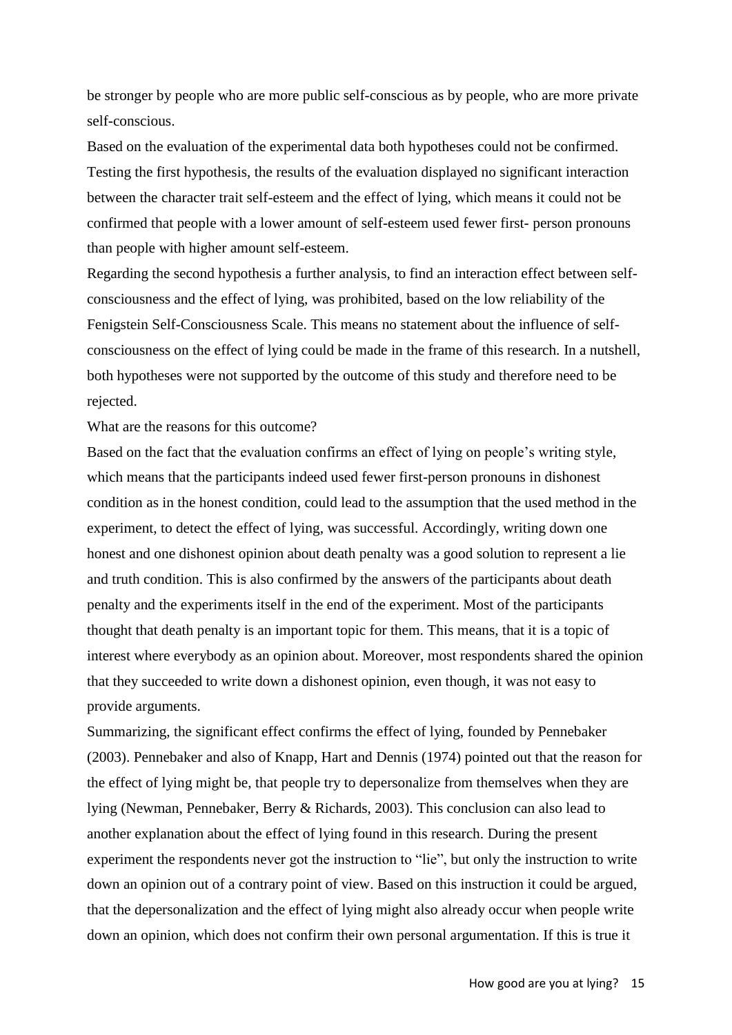be stronger by people who are more public self-conscious as by people, who are more private self-conscious.

Based on the evaluation of the experimental data both hypotheses could not be confirmed. Testing the first hypothesis, the results of the evaluation displayed no significant interaction between the character trait self-esteem and the effect of lying, which means it could not be confirmed that people with a lower amount of self-esteem used fewer first- person pronouns than people with higher amount self-esteem.

Regarding the second hypothesis a further analysis, to find an interaction effect between self-consciousness and the effect of lying, was prohibited, based on the low reliability of the Fenigstein Self-Consciousness Scale. This means no statement about the influence of self-consciousness on the effect of lying could be made in the frame of this research. In a nutshell, both hypotheses were not supported by the outcome of this study and therefore need to be rejected.

What are the reasons for this outcome?

Based on the fact that the evaluation confirms an effect of lying on people's writing style, which means that the participants indeed used fewer first-person pronouns in dishonest condition as in the honest condition, could lead to the assumption that the used method in the experiment, to detect the effect of lying, was successful. Accordingly, writing down one honest and one dishonest opinion about death penalty was a good solution to represent a lie and truth condition. This is also confirmed by the answers of the participants about death penalty and the experiments itself in the end of the experiment. Most of the participants thought that death penalty is an important topic for them. This means, that it is a topic of interest where everybody as an opinion about. Moreover, most respondents shared the opinion that they succeeded to write down a dishonest opinion, even though, it was not easy to provide arguments.

Summarizing, the significant effect confirms the effect of lying, founded by Pennebaker (2003). Pennebaker and also of Knapp, Hart and Dennis (1974) pointed out that the reason for the effect of lying might be, that people try to depersonalize from themselves when they are lying (Newman, Pennebaker, Berry & Richards, 2003). This conclusion can also lead to another explanation about the effect of lying found in this research. During the present experiment the respondents never got the instruction to "lie", but only the instruction to write down an opinion out of a contrary point of view. Based on this instruction it could be argued, that the depersonalization and the effect of lying might also already occur when people write down an opinion, which does not confirm their own personal argumentation. If this is true it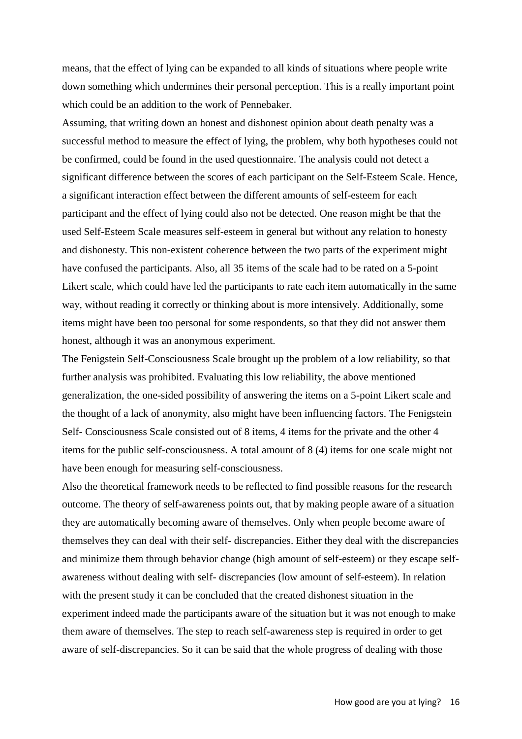means, that the effect of lying can be expanded to all kinds of situations where people write down something which undermines their personal perception. This is a really important point which could be an addition to the work of Pennebaker.

Assuming, that writing down an honest and dishonest opinion about death penalty was a successful method to measure the effect of lying, the problem, why both hypotheses could not be confirmed, could be found in the used questionnaire. The analysis could not detect a significant difference between the scores of each participant on the Self-Esteem Scale. Hence, a significant interaction effect between the different amounts of self-esteem for each participant and the effect of lying could also not be detected. One reason might be that the used Self-Esteem Scale measures self-esteem in general but without any relation to honesty and dishonesty. This non-existent coherence between the two parts of the experiment might have confused the participants. Also, all 35 items of the scale had to be rated on a 5-point Likert scale, which could have led the participants to rate each item automatically in the same way, without reading it correctly or thinking about is more intensively. Additionally, some items might have been too personal for some respondents, so that they did not answer them honest, although it was an anonymous experiment.

The Fenigstein Self-Consciousness Scale brought up the problem of a low reliability, so that further analysis was prohibited. Evaluating this low reliability, the above mentioned generalization, the one-sided possibility of answering the items on a 5-point Likert scale and the thought of a lack of anonymity, also might have been influencing factors. The Fenigstein Self- Consciousness Scale consisted out of 8 items, 4 items for the private and the other 4 items for the public self-consciousness. A total amount of 8 (4) items for one scale might not have been enough for measuring self-consciousness.

Also the theoretical framework needs to be reflected to find possible reasons for the research outcome. The theory of self-awareness points out, that by making people aware of a situation they are automatically becoming aware of themselves. Only when people become aware of themselves they can deal with their self- discrepancies. Either they deal with the discrepancies and minimize them through behavior change (high amount of self-esteem) or they escape self-awareness without dealing with self- discrepancies (low amount of self-esteem). In relation with the present study it can be concluded that the created dishonest situation in the experiment indeed made the participants aware of the situation but it was not enough to make them aware of themselves. The step to reach self-awareness step is required in order to get aware of self-discrepancies. So it can be said that the whole progress of dealing with those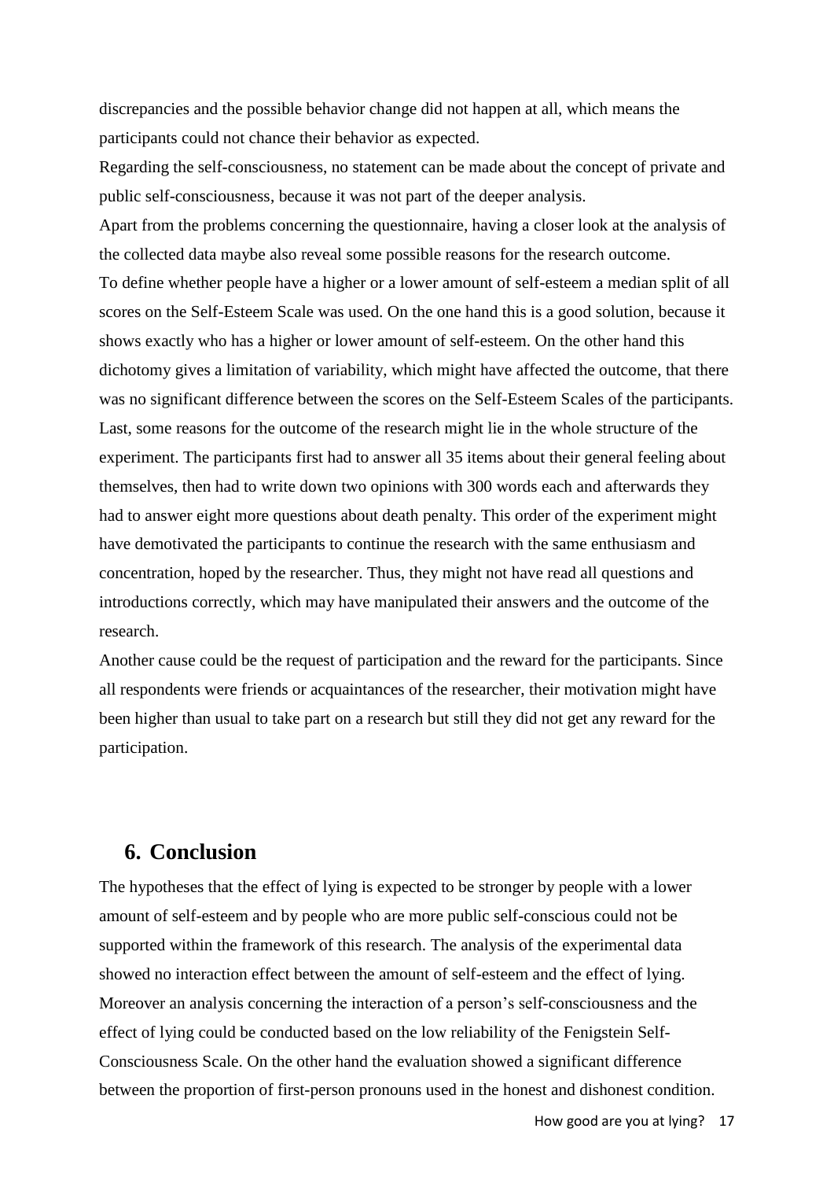discrepancies and the possible behavior change did not happen at all, which means the participants could not chance their behavior as expected.

Regarding the self-consciousness, no statement can be made about the concept of private and public self-consciousness, because it was not part of the deeper analysis.

Apart from the problems concerning the questionnaire, having a closer look at the analysis of the collected data maybe also reveal some possible reasons for the research outcome.

To define whether people have a higher or a lower amount of self-esteem a median split of all scores on the Self-Esteem Scale was used. On the one hand this is a good solution, because it shows exactly who has a higher or lower amount of self-esteem. On the other hand this dichotomy gives a limitation of variability, which might have affected the outcome, that there was no significant difference between the scores on the Self-Esteem Scales of the participants.

Last, some reasons for the outcome of the research might lie in the whole structure of the experiment. The participants first had to answer all 35 items about their general feeling about themselves, then had to write down two opinions with 300 words each and afterwards they had to answer eight more questions about death penalty. This order of the experiment might have demotivated the participants to continue the research with the same enthusiasm and concentration, hoped by the researcher. Thus, they might not have read all questions and introductions correctly, which may have manipulated their answers and the outcome of the research.

Another cause could be the request of participation and the reward for the participants. Since all respondents were friends or acquaintances of the researcher, their motivation might have been higher than usual to take part on a research but still they did not get any reward for the participation.

## 6. Conclusion

The hypotheses that the effect of lying is expected to be stronger by people with a lower amount of self-esteem and by people who are more public self-conscious could not be supported within the framework of this research. The analysis of the experimental data showed no interaction effect between the amount of self-esteem and the effect of lying. Moreover an analysis concerning the interaction of a person's self-consciousness and the effect of lying could be conducted based on the low reliability of the Fenigstein Self-Consciousness Scale. On the other hand the evaluation showed a significant difference between the proportion of first-person pronouns used in the honest and dishonest condition.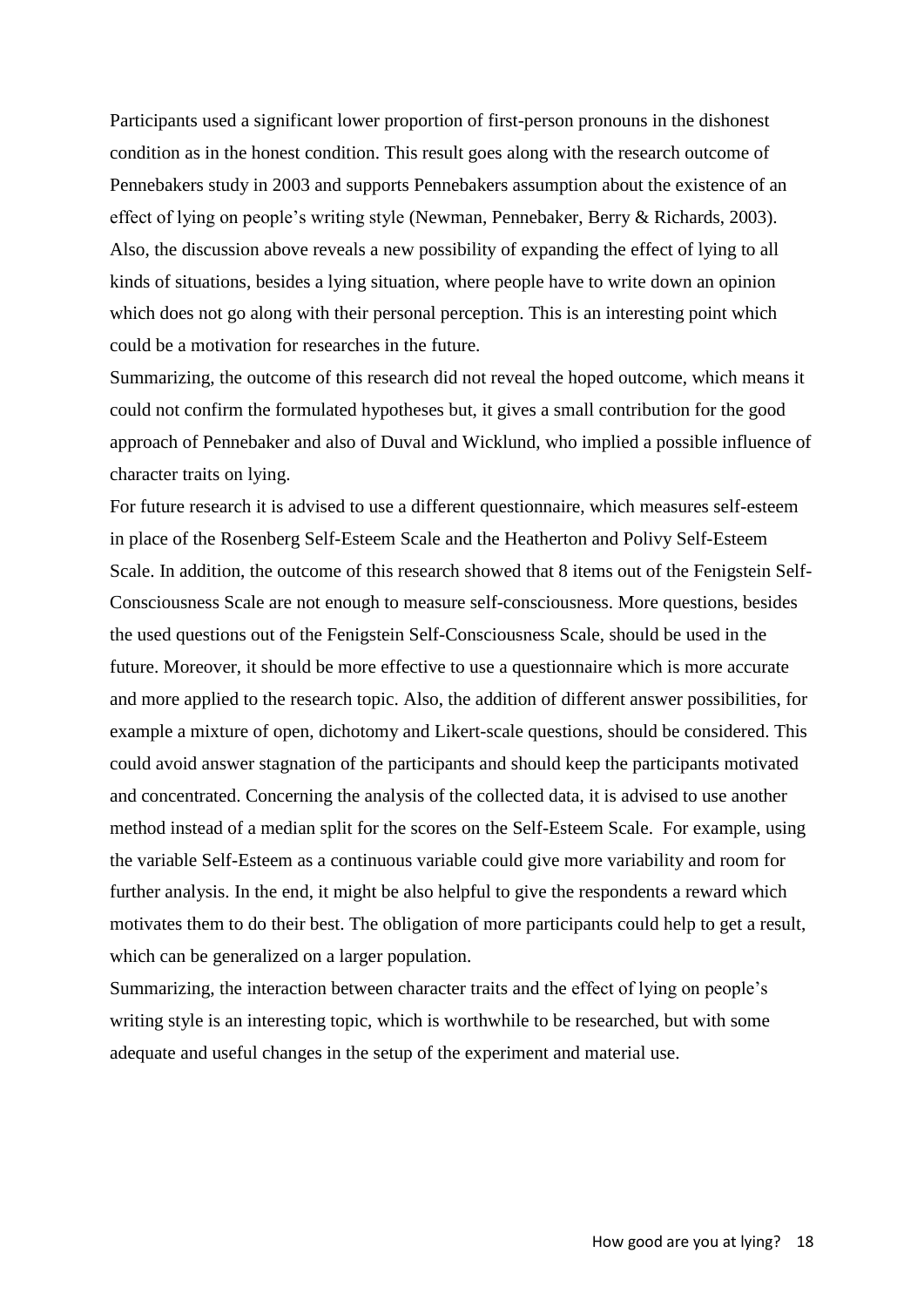Participants used a significant lower proportion of first-person pronouns in the dishonest condition as in the honest condition. This result goes along with the research outcome of Pennebakers study in 2003 and supports Pennebakers assumption about the existence of an effect of lying on people's writing style (Newman, Pennebaker, Berry & Richards, 2003). Also, the discussion above reveals a new possibility of expanding the effect of lying to all kinds of situations, besides a lying situation, where people have to write down an opinion which does not go along with their personal perception. This is an interesting point which could be a motivation for researches in the future.

Summarizing, the outcome of this research did not reveal the hoped outcome, which means it could not confirm the formulated hypotheses but, it gives a small contribution for the good approach of Pennebaker and also of Duval and Wicklund, who implied a possible influence of character traits on lying.

For future research it is advised to use a different questionnaire, which measures self-esteem in place of the Rosenberg Self-Esteem Scale and the Heatherton and Polivy Self-Esteem Scale. In addition, the outcome of this research showed that 8 items out of the Fenigstein Self-Consciousness Scale are not enough to measure self-consciousness. More questions, besides the used questions out of the Fenigstein Self-Consciousness Scale, should be used in the future. Moreover, it should be more effective to use a questionnaire which is more accurate and more applied to the research topic. Also, the addition of different answer possibilities, for example a mixture of open, dichotomy and Likert-scale questions, should be considered. This could avoid answer stagnation of the participants and should keep the participants motivated and concentrated. Concerning the analysis of the collected data, it is advised to use another method instead of a median split for the scores on the Self-Esteem Scale. For example, using the variable Self-Esteem as a continuous variable could give more variability and room for further analysis. In the end, it might be also helpful to give the respondents a reward which motivates them to do their best. The obligation of more participants could help to get a result, which can be generalized on a larger population.

Summarizing, the interaction between character traits and the effect of lying on people's writing style is an interesting topic, which is worthwhile to be researched, but with some adequate and useful changes in the setup of the experiment and material use.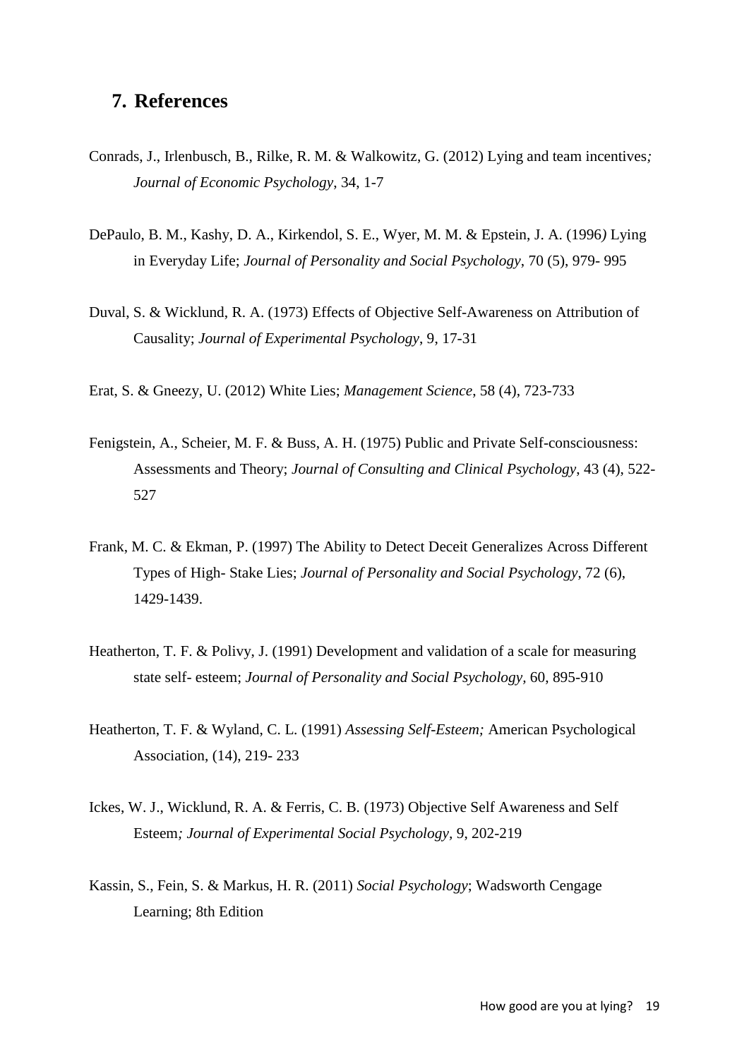## 7. References

Conrads, J., Irlenbusch, B., Rilke, R. M. & Walkowitz, G. (2012) Lying and team incentives*; Journal of Economic Psychology*, 34, 1-7

DePaulo, B. M., Kashy, D. A., Kirkendol, S. E., Wyer, M. M. & Epstein, J. A. (1996*)* Lying in Everyday Life; *Journal of Personality and Social Psychology*, 70 (5), 979- 995

Duval, S. & Wicklund, R. A. (1973) Effects of Objective Self-Awareness on Attribution of Causality; *Journal of Experimental Psychology*, 9, 17-31

Erat, S. & Gneezy, U. (2012) White Lies; *Management Science*, 58 (4), 723-733

Fenigstein, A., Scheier, M. F. & Buss, A. H. (1975) Public and Private Self-consciousness: Assessments and Theory; *Journal of Consulting and Clinical Psychology*, 43 (4), 522-527

Frank, M. C. & Ekman, P. (1997) The Ability to Detect Deceit Generalizes Across Different Types of High- Stake Lies; *Journal of Personality and Social Psychology*, 72 (6), 1429-1439.

Heatherton, T. F. & Polivy, J. (1991) Development and validation of a scale for measuring state self- esteem; *Journal of Personality and Social Psychology*, 60, 895-910

Heatherton, T. F. & Wyland, C. L. (1991) *Assessing Self-Esteem;* American Psychological Association, (14), 219- 233

Ickes, W. J., Wicklund, R. A. & Ferris, C. B. (1973) Objective Self Awareness and Self Esteem*; Journal of Experimental Social Psychology*, 9, 202-219

Kassin, S., Fein, S. & Markus, H. R. (2011) *Social Psychology*; Wadsworth Cengage Learning; 8th Edition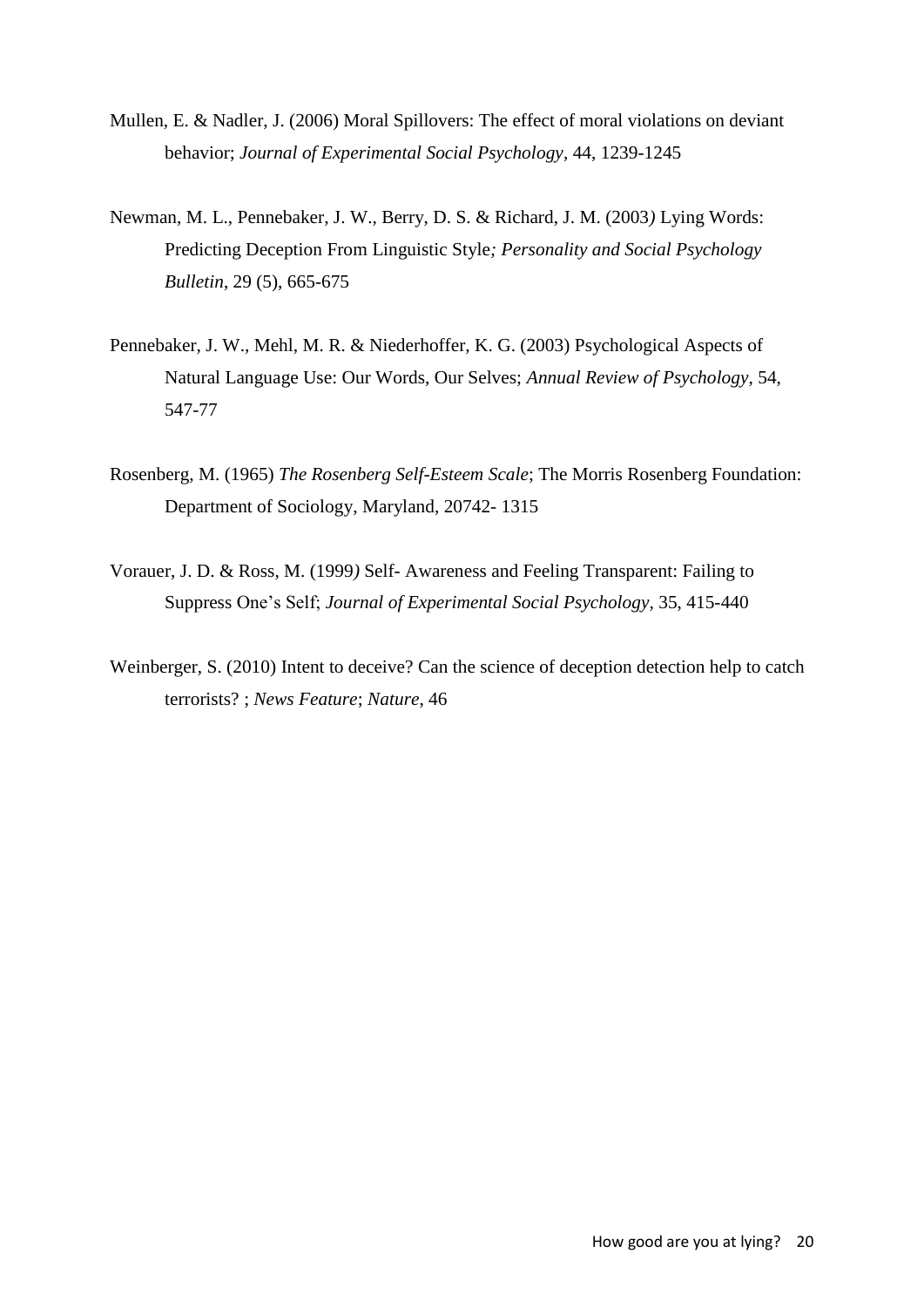Mullen, E. & Nadler, J. (2006) Moral Spillovers: The effect of moral violations on deviant behavior; *Journal of Experimental Social Psychology*, 44, 1239-1245

Newman, M. L., Pennebaker, J. W., Berry, D. S. & Richard, J. M. (2003) Lying Words: Predicting Deception From Linguistic Style; *Personality and Social Psychology Bulletin*, 29 (5), 665-675

Pennebaker, J. W., Mehl, M. R. & Niederhoffer, K. G. (2003) Psychological Aspects of Natural Language Use: Our Words, Our Selves; *Annual Review of Psychology*, 54, 547-77

Rosenberg, M. (1965) *The Rosenberg Self-Esteem Scale*; The Morris Rosenberg Foundation: Department of Sociology, Maryland, 20742- 1315

Vorauer, J. D. & Ross, M. (1999) Self- Awareness and Feeling Transparent: Failing to Suppress One's Self; *Journal of Experimental Social Psychology*, 35, 415-440

Weinberger, S. (2010) Intent to deceive? Can the science of deception detection help to catch terrorists? ; *News Feature*; *Nature*, 46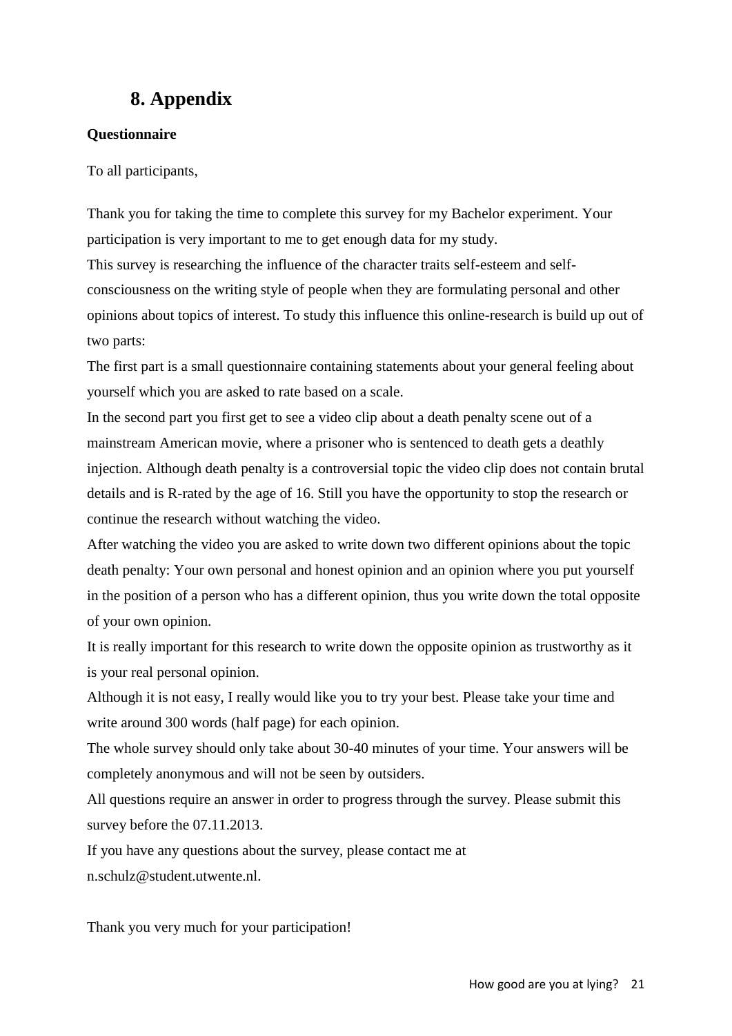# 8. Appendix

**Questionnaire**

To all participants,

Thank you for taking the time to complete this survey for my Bachelor experiment. Your participation is very important to me to get enough data for my study.

This survey is researching the influence of the character traits self-esteem and self-consciousness on the writing style of people when they are formulating personal and other opinions about topics of interest. To study this influence this online-research is build up out of two parts:

The first part is a small questionnaire containing statements about your general feeling about yourself which you are asked to rate based on a scale.

In the second part you first get to see a video clip about a death penalty scene out of a mainstream American movie, where a prisoner who is sentenced to death gets a deathly injection. Although death penalty is a controversial topic the video clip does not contain brutal details and is R-rated by the age of 16. Still you have the opportunity to stop the research or continue the research without watching the video.

After watching the video you are asked to write down two different opinions about the topic death penalty: Your own personal and honest opinion and an opinion where you put yourself in the position of a person who has a different opinion, thus you write down the total opposite of your own opinion.

It is really important for this research to write down the opposite opinion as trustworthy as it is your real personal opinion.

Although it is not easy, I really would like you to try your best. Please take your time and write around 300 words (half page) for each opinion.

The whole survey should only take about 30-40 minutes of your time. Your answers will be completely anonymous and will not be seen by outsiders.

All questions require an answer in order to progress through the survey. Please submit this survey before the 07.11.2013.

If you have any questions about the survey, please contact me at n.schulz@student.utwente.nl.

Thank you very much for your participation!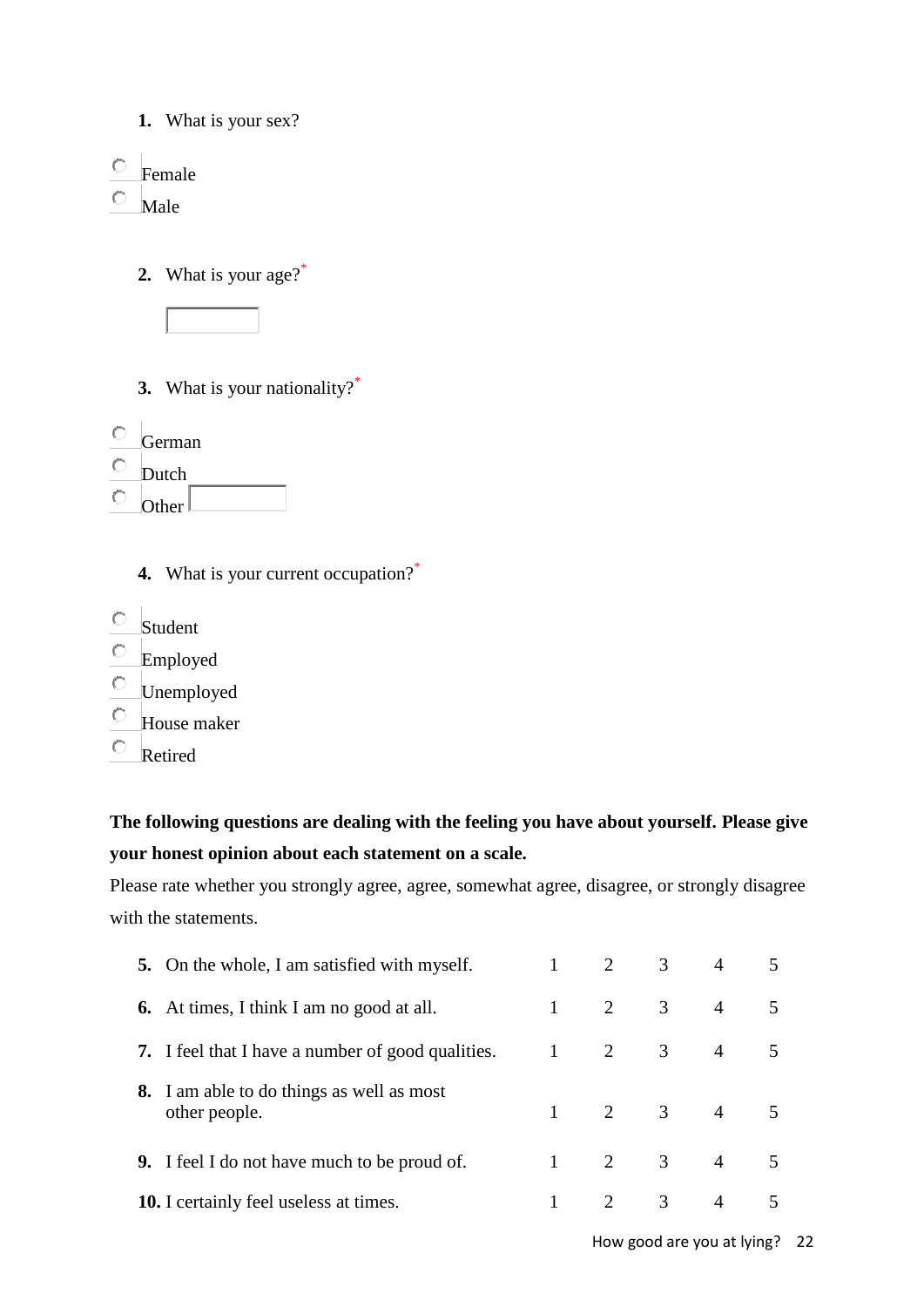1. What is your sex?

- Female
- Male

2. What is your age?*

3. What is your nationality?*

- German
- Dutch
- Other

4. What is your current occupation?*

- Student
- Employed
- Unemployed
- House maker
- Retired

**The following questions are dealing with the feeling you have about yourself. Please give your honest opinion about each statement on a scale.**

Please rate whether you strongly agree, agree, somewhat agree, disagree, or strongly disagree with the statements.

| | | | | | |
|---|---|---|---|---|---|
| 5. On the whole, I am satisfied with myself. | 1 | 2 | 3 | 4 | 5 |
| 6. At times, I think I am no good at all. | 1 | 2 | 3 | 4 | 5 |
| 7. I feel that I have a number of good qualities. | 1 | 2 | 3 | 4 | 5 |
| 8. I am able to do things as well as most other people. | 1 | 2 | 3 | 4 | 5 |
| 9. I feel I do not have much to be proud of. | 1 | 2 | 3 | 4 | 5 |
| 10. I certainly feel useless at times. | 1 | 2 | 3 | 4 | 5 |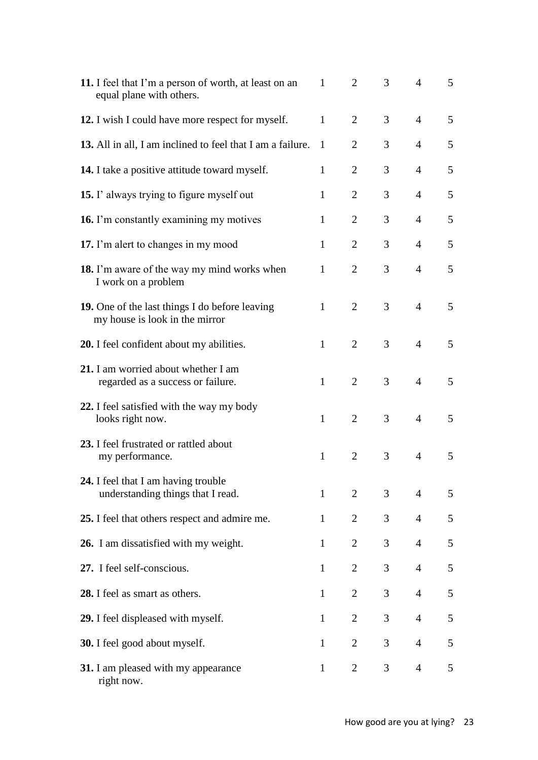| | | | | | |
|---|---|---|---|---|---|
| **11.** I feel that I'm a person of worth, at least on an equal plane with others. | 1 | 2 | 3 | 4 | 5 |
| **12.** I wish I could have more respect for myself. | 1 | 2 | 3 | 4 | 5 |
| **13.** All in all, I am inclined to feel that I am a failure. | 1 | 2 | 3 | 4 | 5 |
| **14.** I take a positive attitude toward myself. | 1 | 2 | 3 | 4 | 5 |
| **15.** I' always trying to figure myself out | 1 | 2 | 3 | 4 | 5 |
| **16.** I'm constantly examining my motives | 1 | 2 | 3 | 4 | 5 |
| **17.** I'm alert to changes in my mood | 1 | 2 | 3 | 4 | 5 |
| **18.** I'm aware of the way my mind works when I work on a problem | 1 | 2 | 3 | 4 | 5 |
| **19.** One of the last things I do before leaving my house is look in the mirror | 1 | 2 | 3 | 4 | 5 |
| **20.** I feel confident about my abilities. | 1 | 2 | 3 | 4 | 5 |
| **21.** I am worried about whether I am regarded as a success or failure. | 1 | 2 | 3 | 4 | 5 |
| **22.** I feel satisfied with the way my body looks right now. | 1 | 2 | 3 | 4 | 5 |
| **23.** I feel frustrated or rattled about my performance. | 1 | 2 | 3 | 4 | 5 |
| **24.** I feel that I am having trouble understanding things that I read. | 1 | 2 | 3 | 4 | 5 |
| **25.** I feel that others respect and admire me. | 1 | 2 | 3 | 4 | 5 |
| **26.** I am dissatisfied with my weight. | 1 | 2 | 3 | 4 | 5 |
| **27.** I feel self-conscious. | 1 | 2 | 3 | 4 | 5 |
| **28.** I feel as smart as others. | 1 | 2 | 3 | 4 | 5 |
| **29.** I feel displeased with myself. | 1 | 2 | 3 | 4 | 5 |
| **30.** I feel good about myself. | 1 | 2 | 3 | 4 | 5 |
| **31.** I am pleased with my appearance right now. | 1 | 2 | 3 | 4 | 5 |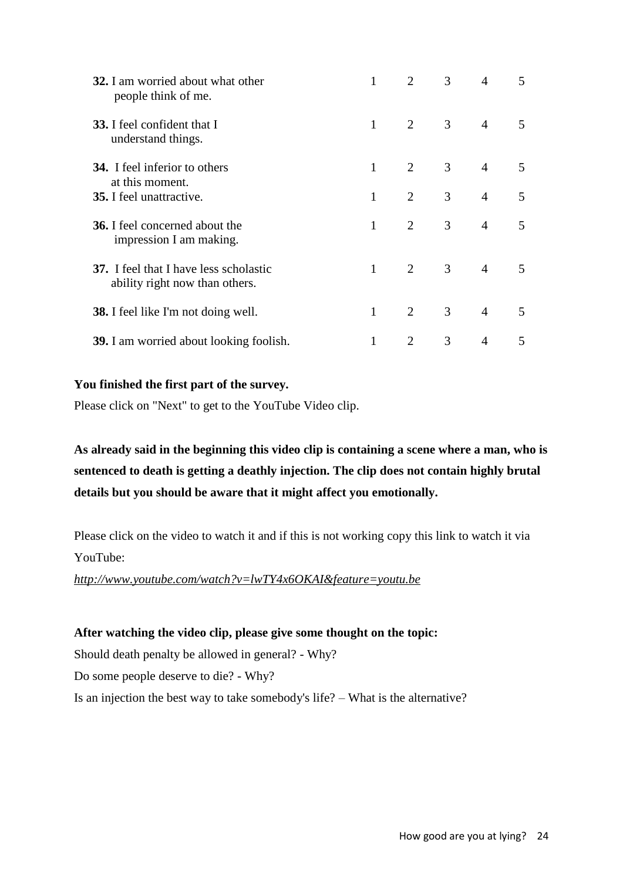| | | | | | |
|---|---|---|---|---|---|
| **32.** I am worried about what other people think of me. | 1 | 2 | 3 | 4 | 5 |
| **33.** I feel confident that I understand things. | 1 | 2 | 3 | 4 | 5 |
| **34.** I feel inferior to others at this moment. | 1 | 2 | 3 | 4 | 5 |
| **35.** I feel unattractive. | 1 | 2 | 3 | 4 | 5 |
| **36.** I feel concerned about the impression I am making. | 1 | 2 | 3 | 4 | 5 |
| **37.** I feel that I have less scholastic ability right now than others. | 1 | 2 | 3 | 4 | 5 |
| **38.** I feel like I'm not doing well. | 1 | 2 | 3 | 4 | 5 |
| **39.** I am worried about looking foolish. | 1 | 2 | 3 | 4 | 5 |

**You finished the first part of the survey.**

Please click on "Next" to get to the YouTube Video clip.

**As already said in the beginning this video clip is containing a scene where a man, who is sentenced to death is getting a deathly injection. The clip does not contain highly brutal details but you should be aware that it might affect you emotionally.**

Please click on the video to watch it and if this is not working copy this link to watch it via YouTube:

*http://www.youtube.com/watch?v=lwTY4x6OKAI&feature=youtu.be*

**After watching the video clip, please give some thought on the topic:**

Should death penalty be allowed in general? - Why?

Do some people deserve to die? - Why?

Is an injection the best way to take somebody's life? – What is the alternative?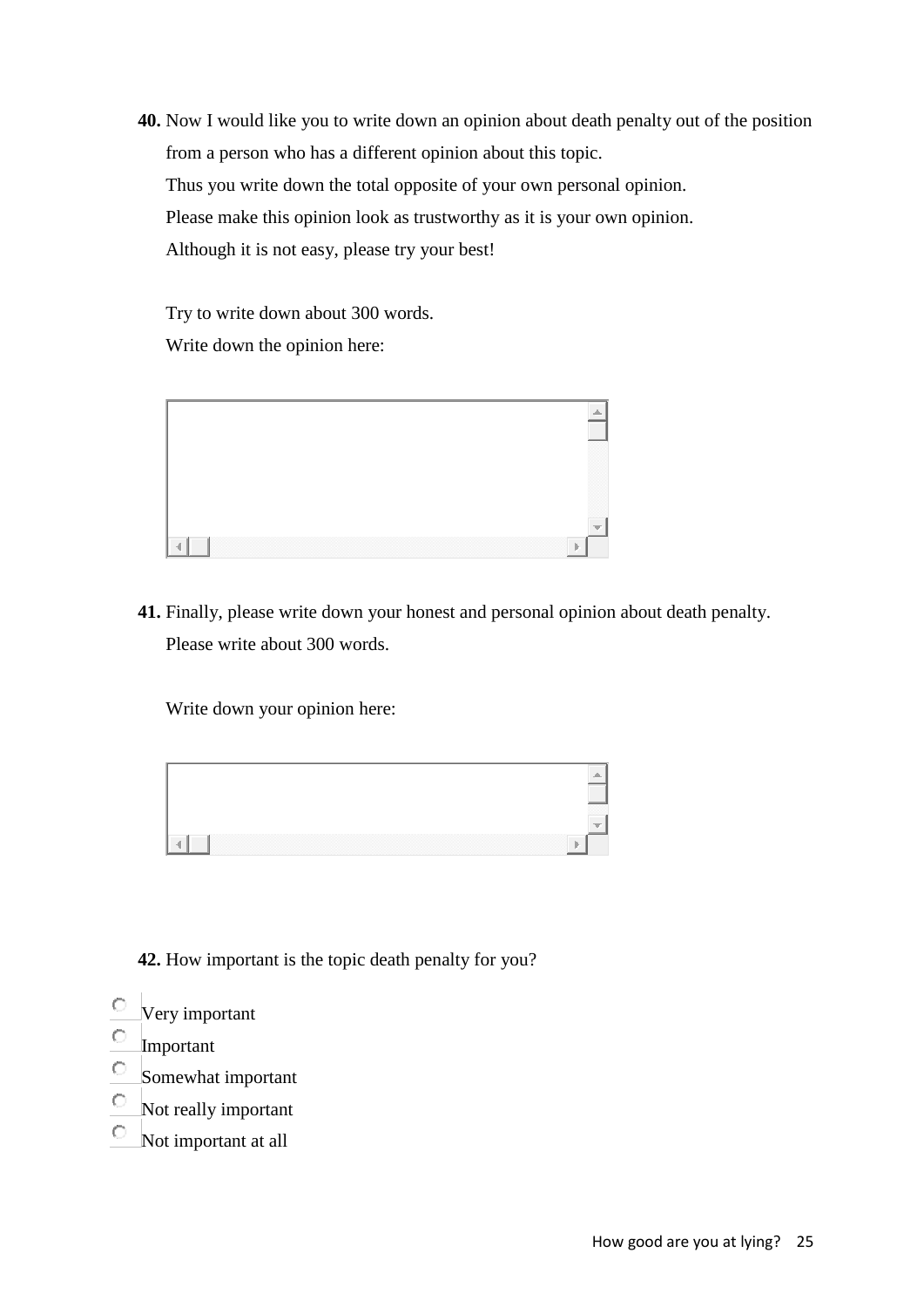**40.** Now I would like you to write down an opinion about death penalty out of the position from a person who has a different opinion about this topic.
Thus you write down the total opposite of your own personal opinion.
Please make this opinion look as trustworthy as it is your own opinion.
Although it is not easy, please try your best!

Try to write down about 300 words.
Write down the opinion here:

**41.** Finally, please write down your honest and personal opinion about death penalty.
Please write about 300 words.

Write down your opinion here:

**42.** How important is the topic death penalty for you?

- Very important
- Important
- Somewhat important
- Not really important
- Not important at all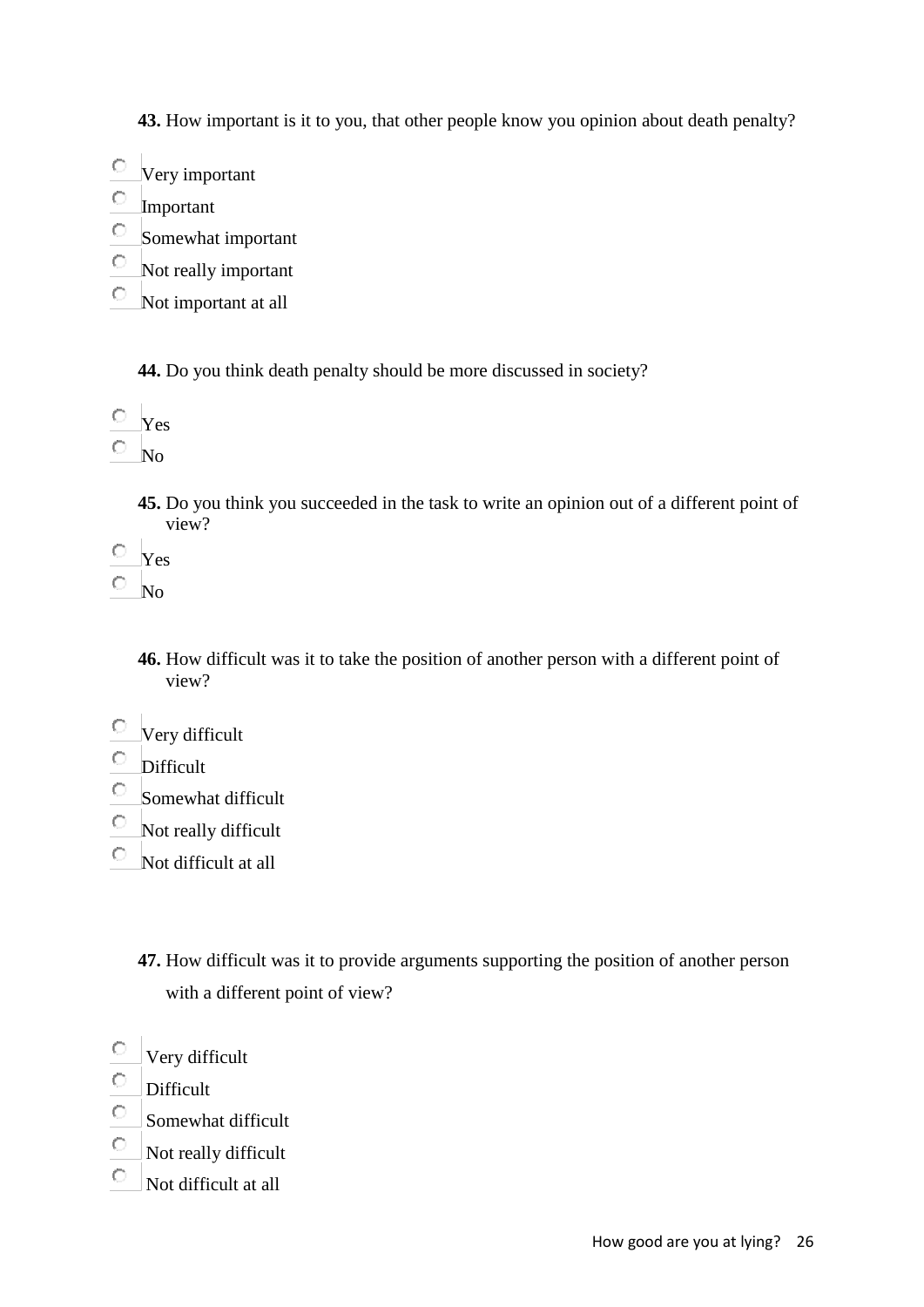**43.** How important is it to you, that other people know you opinion about death penalty?

- Very important
- Important
- Somewhat important
- Not really important
- Not important at all

**44.** Do you think death penalty should be more discussed in society?

- Yes
- No

**45.** Do you think you succeeded in the task to write an opinion out of a different point of view?

- Yes
- No

**46.** How difficult was it to take the position of another person with a different point of view?

- Very difficult
- Difficult
- Somewhat difficult
- Not really difficult
- Not difficult at all

**47.** How difficult was it to provide arguments supporting the position of another person with a different point of view?

- Very difficult
- Difficult
- Somewhat difficult
- Not really difficult
- Not difficult at all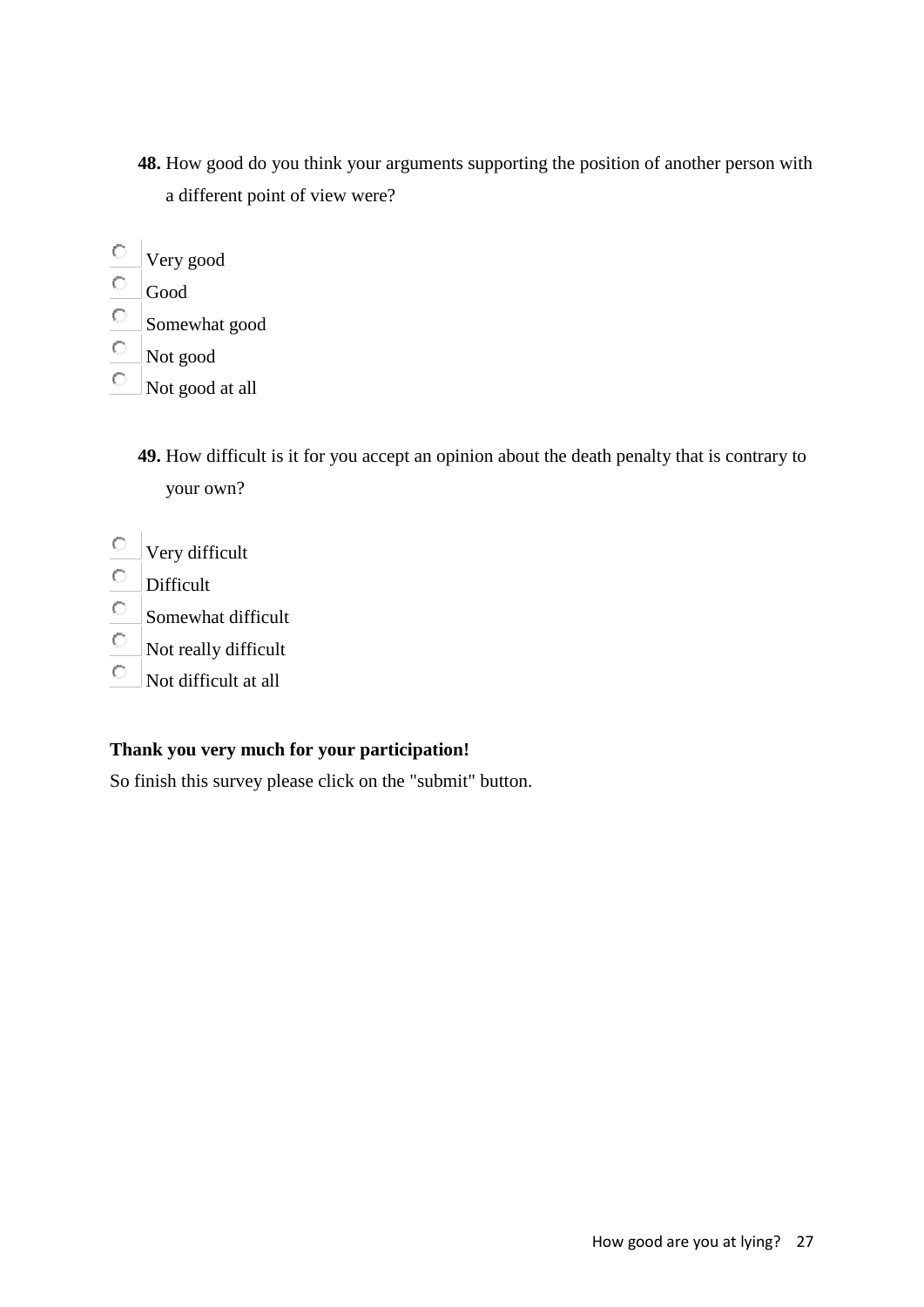**48.** How good do you think your arguments supporting the position of another person with a different point of view were?

- Very good
- Good
- Somewhat good
- Not good
- Not good at all

**49.** How difficult is it for you accept an opinion about the death penalty that is contrary to your own?

- Very difficult
- Difficult
- Somewhat difficult
- Not really difficult
- Not difficult at all

**Thank you very much for your participation!**

So finish this survey please click on the "submit" button.